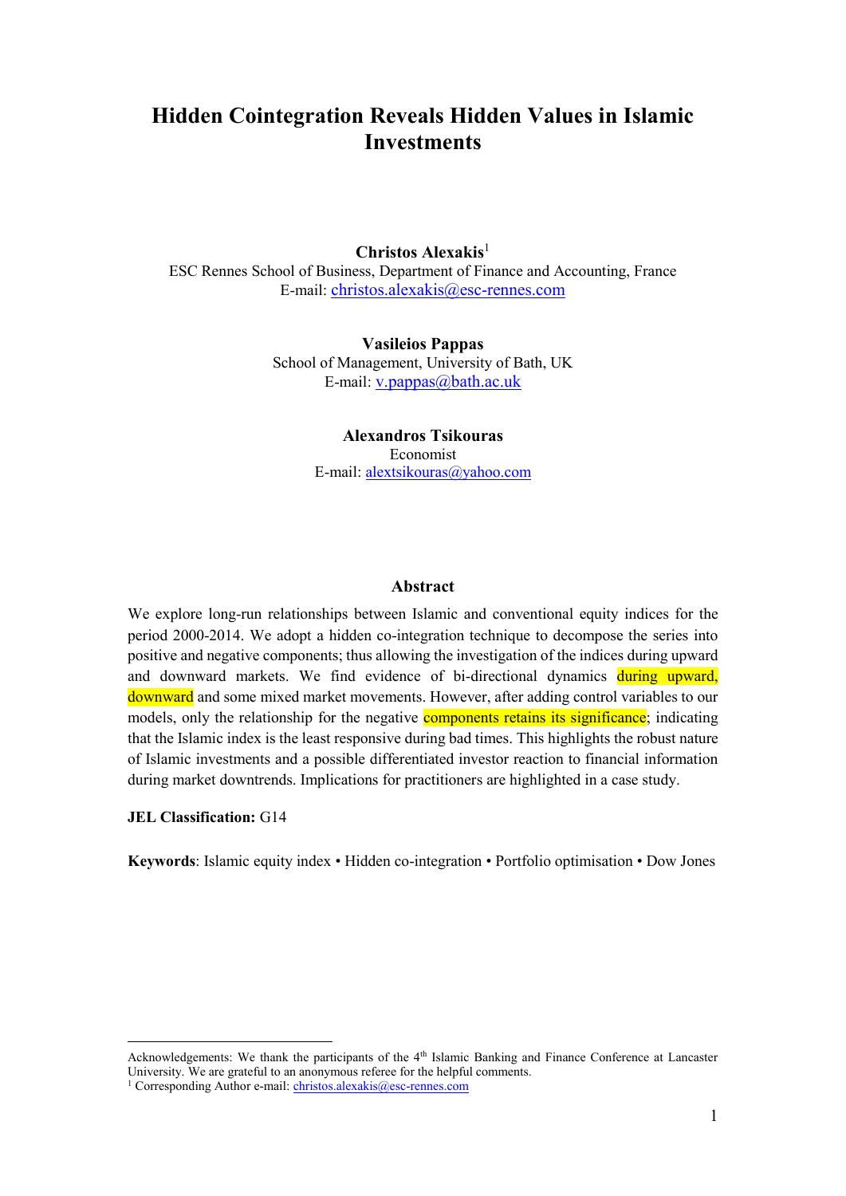# Hidden Cointegration Reveals Hidden Values in Islamic Investments

**Christos Alexakis**[1]
ESC Rennes School of Business, Department of Finance and Accounting, France
E-mail: christos.alexakis@esc-rennes.com

**Vasileios Pappas**
School of Management, University of Bath, UK
E-mail: v.pappas@bath.ac.uk

**Alexandros Tsikouras**
Economist
E-mail: alextsikouras@yahoo.com

## Abstract

We explore long-run relationships between Islamic and conventional equity indices for the period 2000-2014. We adopt a hidden co-integration technique to decompose the series into positive and negative components; thus allowing the investigation of the indices during upward and downward markets. We find evidence of bi-directional dynamics during upward, downward and some mixed market movements. However, after adding control variables to our models, only the relationship for the negative components retains its significance; indicating that the Islamic index is the least responsive during bad times. This highlights the robust nature of Islamic investments and a possible differentiated investor reaction to financial information during market downtrends. Implications for practitioners are highlighted in a case study.

**JEL Classification:** G14

**Keywords**: Islamic equity index • Hidden co-integration • Portfolio optimisation • Dow Jones

---

Acknowledgements: We thank the participants of the 4th Islamic Banking and Finance Conference at Lancaster University. We are grateful to an anonymous referee for the helpful comments.

[1] Corresponding Author e-mail: christos.alexakis@esc-rennes.com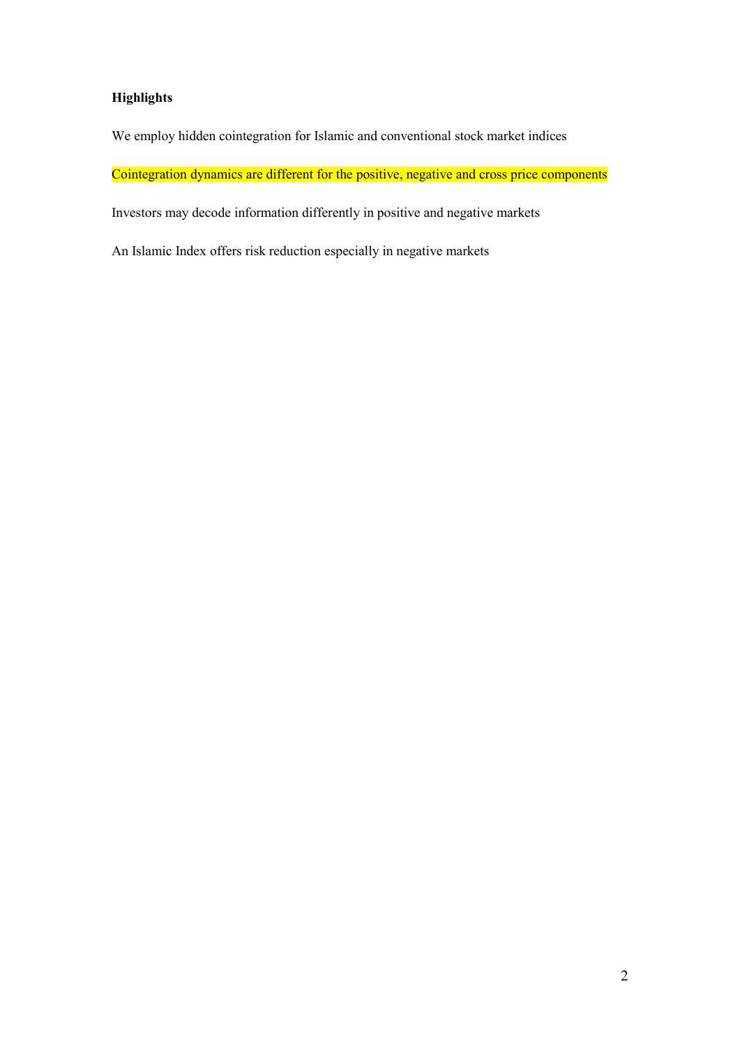**Highlights**

We employ hidden cointegration for Islamic and conventional stock market indices

Cointegration dynamics are different for the positive, negative and cross price components

Investors may decode information differently in positive and negative markets

An Islamic Index offers risk reduction especially in negative markets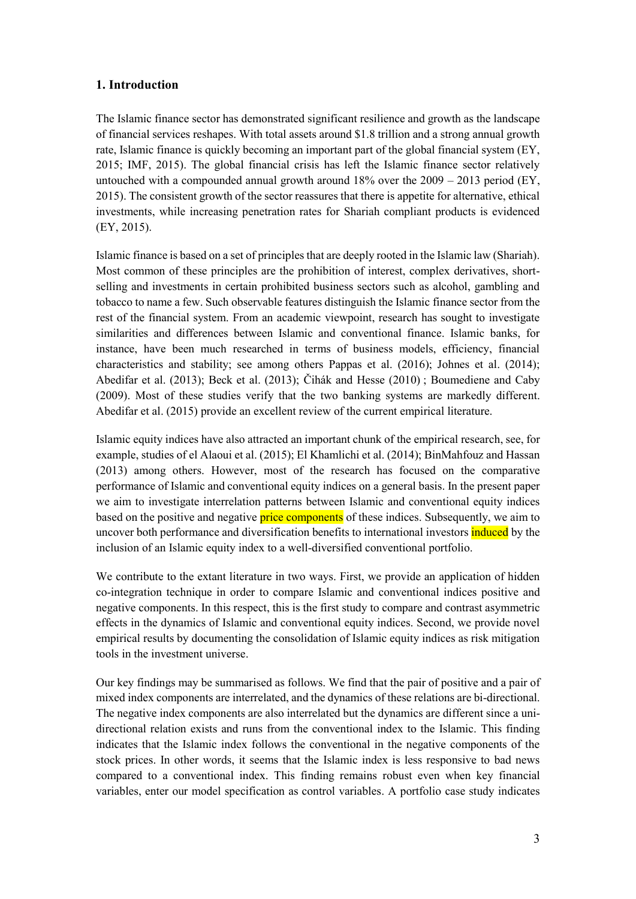## 1. Introduction

The Islamic finance sector has demonstrated significant resilience and growth as the landscape of financial services reshapes. With total assets around $1.8 trillion and a strong annual growth rate, Islamic finance is quickly becoming an important part of the global financial system (EY, 2015; IMF, 2015). The global financial crisis has left the Islamic finance sector relatively untouched with a compounded annual growth around 18% over the 2009 – 2013 period (EY, 2015). The consistent growth of the sector reassures that there is appetite for alternative, ethical investments, while increasing penetration rates for Shariah compliant products is evidenced (EY, 2015).

Islamic finance is based on a set of principles that are deeply rooted in the Islamic law (Shariah). Most common of these principles are the prohibition of interest, complex derivatives, short-selling and investments in certain prohibited business sectors such as alcohol, gambling and tobacco to name a few. Such observable features distinguish the Islamic finance sector from the rest of the financial system. From an academic viewpoint, research has sought to investigate similarities and differences between Islamic and conventional finance. Islamic banks, for instance, have been much researched in terms of business models, efficiency, financial characteristics and stability; see among others Pappas et al. (2016); Johnes et al. (2014); Abedifar et al. (2013); Beck et al. (2013); Čihák and Hesse (2010) ; Boumediene and Caby (2009). Most of these studies verify that the two banking systems are markedly different. Abedifar et al. (2015) provide an excellent review of the current empirical literature.

Islamic equity indices have also attracted an important chunk of the empirical research, see, for example, studies of el Alaoui et al. (2015); El Khamlichi et al. (2014); BinMahfouz and Hassan (2013) among others. However, most of the research has focused on the comparative performance of Islamic and conventional equity indices on a general basis. In the present paper we aim to investigate interrelation patterns between Islamic and conventional equity indices based on the positive and negative price components of these indices. Subsequently, we aim to uncover both performance and diversification benefits to international investors induced by the inclusion of an Islamic equity index to a well-diversified conventional portfolio.

We contribute to the extant literature in two ways. First, we provide an application of hidden co-integration technique in order to compare Islamic and conventional indices positive and negative components. In this respect, this is the first study to compare and contrast asymmetric effects in the dynamics of Islamic and conventional equity indices. Second, we provide novel empirical results by documenting the consolidation of Islamic equity indices as risk mitigation tools in the investment universe.

Our key findings may be summarised as follows. We find that the pair of positive and a pair of mixed index components are interrelated, and the dynamics of these relations are bi-directional. The negative index components are also interrelated but the dynamics are different since a uni-directional relation exists and runs from the conventional index to the Islamic. This finding indicates that the Islamic index follows the conventional in the negative components of the stock prices. In other words, it seems that the Islamic index is less responsive to bad news compared to a conventional index. This finding remains robust even when key financial variables, enter our model specification as control variables. A portfolio case study indicates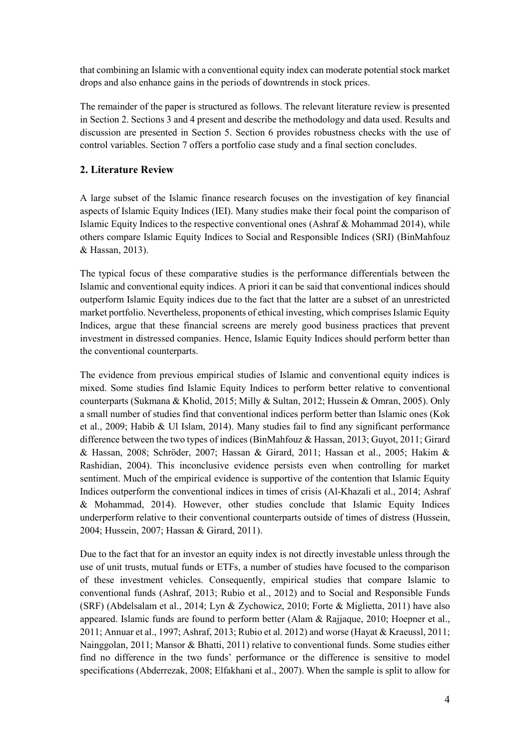that combining an Islamic with a conventional equity index can moderate potential stock market drops and also enhance gains in the periods of downtrends in stock prices.

The remainder of the paper is structured as follows. The relevant literature review is presented in Section 2. Sections 3 and 4 present and describe the methodology and data used. Results and discussion are presented in Section 5. Section 6 provides robustness checks with the use of control variables. Section 7 offers a portfolio case study and a final section concludes.

## 2. Literature Review

A large subset of the Islamic finance research focuses on the investigation of key financial aspects of Islamic Equity Indices (IEI). Many studies make their focal point the comparison of Islamic Equity Indices to the respective conventional ones (Ashraf & Mohammad 2014), while others compare Islamic Equity Indices to Social and Responsible Indices (SRI) (BinMahfouz & Hassan, 2013).

The typical focus of these comparative studies is the performance differentials between the Islamic and conventional equity indices. A priori it can be said that conventional indices should outperform Islamic Equity indices due to the fact that the latter are a subset of an unrestricted market portfolio. Nevertheless, proponents of ethical investing, which comprises Islamic Equity Indices, argue that these financial screens are merely good business practices that prevent investment in distressed companies. Hence, Islamic Equity Indices should perform better than the conventional counterparts.

The evidence from previous empirical studies of Islamic and conventional equity indices is mixed. Some studies find Islamic Equity Indices to perform better relative to conventional counterparts (Sukmana & Kholid, 2015; Milly & Sultan, 2012; Hussein & Omran, 2005). Only a small number of studies find that conventional indices perform better than Islamic ones (Kok et al., 2009; Habib & Ul Islam, 2014). Many studies fail to find any significant performance difference between the two types of indices (BinMahfouz & Hassan, 2013; Guyot, 2011; Girard & Hassan, 2008; Schröder, 2007; Hassan & Girard, 2011; Hassan et al., 2005; Hakim & Rashidian, 2004). This inconclusive evidence persists even when controlling for market sentiment. Much of the empirical evidence is supportive of the contention that Islamic Equity Indices outperform the conventional indices in times of crisis (Al-Khazali et al., 2014; Ashraf & Mohammad, 2014). However, other studies conclude that Islamic Equity Indices underperform relative to their conventional counterparts outside of times of distress (Hussein, 2004; Hussein, 2007; Hassan & Girard, 2011).

Due to the fact that for an investor an equity index is not directly investable unless through the use of unit trusts, mutual funds or ETFs, a number of studies have focused to the comparison of these investment vehicles. Consequently, empirical studies that compare Islamic to conventional funds (Ashraf, 2013; Rubio et al., 2012) and to Social and Responsible Funds (SRF) (Abdelsalam et al., 2014; Lyn & Zychowicz, 2010; Forte & Miglietta, 2011) have also appeared. Islamic funds are found to perform better (Alam & Rajjaque, 2010; Hoepner et al., 2011; Annuar et al., 1997; Ashraf, 2013; Rubio et al. 2012) and worse (Hayat & Kraeussl, 2011; Nainggolan, 2011; Mansor & Bhatti, 2011) relative to conventional funds. Some studies either find no difference in the two funds' performance or the difference is sensitive to model specifications (Abderrezak, 2008; Elfakhani et al., 2007). When the sample is split to allow for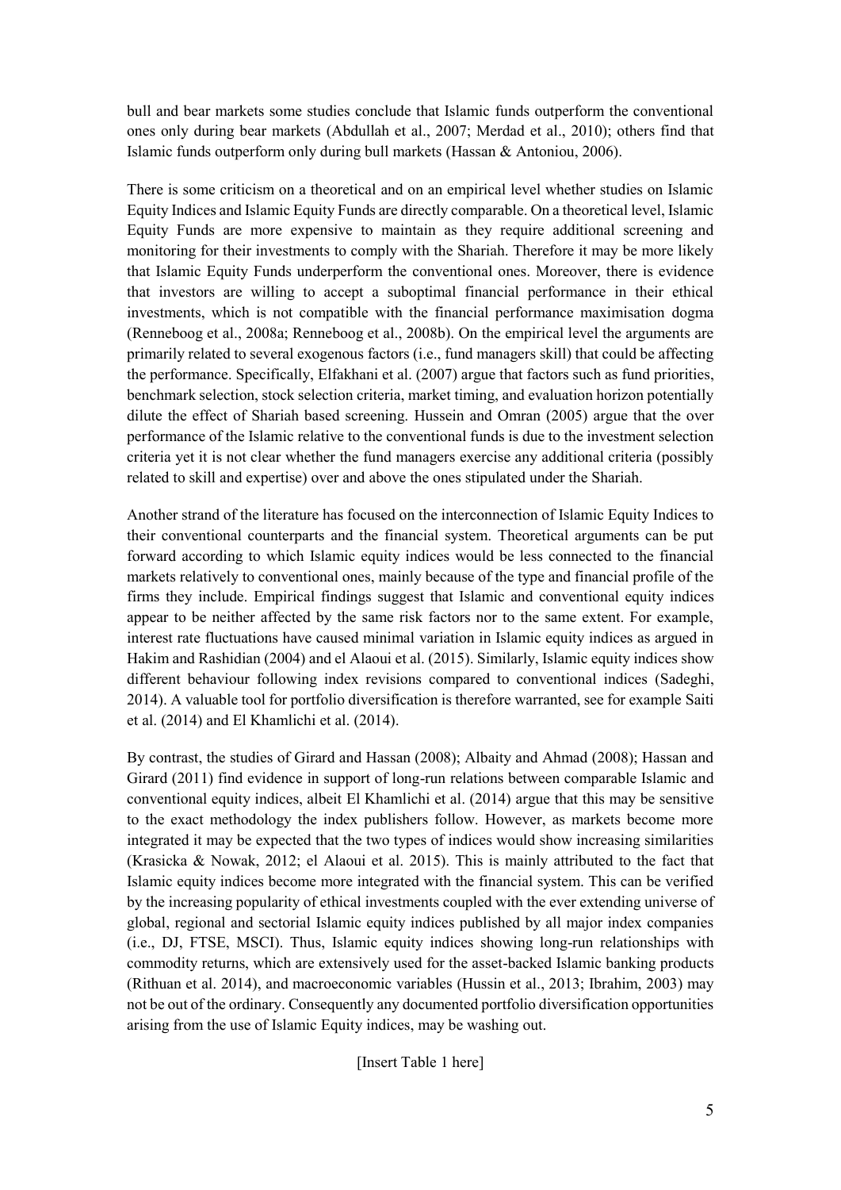bull and bear markets some studies conclude that Islamic funds outperform the conventional ones only during bear markets (Abdullah et al., 2007; Merdad et al., 2010); others find that Islamic funds outperform only during bull markets (Hassan & Antoniou, 2006).

There is some criticism on a theoretical and on an empirical level whether studies on Islamic Equity Indices and Islamic Equity Funds are directly comparable. On a theoretical level, Islamic Equity Funds are more expensive to maintain as they require additional screening and monitoring for their investments to comply with the Shariah. Therefore it may be more likely that Islamic Equity Funds underperform the conventional ones. Moreover, there is evidence that investors are willing to accept a suboptimal financial performance in their ethical investments, which is not compatible with the financial performance maximisation dogma (Renneboog et al., 2008a; Renneboog et al., 2008b). On the empirical level the arguments are primarily related to several exogenous factors (i.e., fund managers skill) that could be affecting the performance. Specifically, Elfakhani et al. (2007) argue that factors such as fund priorities, benchmark selection, stock selection criteria, market timing, and evaluation horizon potentially dilute the effect of Shariah based screening. Hussein and Omran (2005) argue that the over performance of the Islamic relative to the conventional funds is due to the investment selection criteria yet it is not clear whether the fund managers exercise any additional criteria (possibly related to skill and expertise) over and above the ones stipulated under the Shariah.

Another strand of the literature has focused on the interconnection of Islamic Equity Indices to their conventional counterparts and the financial system. Theoretical arguments can be put forward according to which Islamic equity indices would be less connected to the financial markets relatively to conventional ones, mainly because of the type and financial profile of the firms they include. Empirical findings suggest that Islamic and conventional equity indices appear to be neither affected by the same risk factors nor to the same extent. For example, interest rate fluctuations have caused minimal variation in Islamic equity indices as argued in Hakim and Rashidian (2004) and el Alaoui et al. (2015). Similarly, Islamic equity indices show different behaviour following index revisions compared to conventional indices (Sadeghi, 2014). A valuable tool for portfolio diversification is therefore warranted, see for example Saiti et al. (2014) and El Khamlichi et al. (2014).

By contrast, the studies of Girard and Hassan (2008); Albaity and Ahmad (2008); Hassan and Girard (2011) find evidence in support of long-run relations between comparable Islamic and conventional equity indices, albeit El Khamlichi et al. (2014) argue that this may be sensitive to the exact methodology the index publishers follow. However, as markets become more integrated it may be expected that the two types of indices would show increasing similarities (Krasicka & Nowak, 2012; el Alaoui et al. 2015). This is mainly attributed to the fact that Islamic equity indices become more integrated with the financial system. This can be verified by the increasing popularity of ethical investments coupled with the ever extending universe of global, regional and sectorial Islamic equity indices published by all major index companies (i.e., DJ, FTSE, MSCI). Thus, Islamic equity indices showing long-run relationships with commodity returns, which are extensively used for the asset-backed Islamic banking products (Rithuan et al. 2014), and macroeconomic variables (Hussin et al., 2013; Ibrahim, 2003) may not be out of the ordinary. Consequently any documented portfolio diversification opportunities arising from the use of Islamic Equity indices, may be washing out.

[Insert Table 1 here]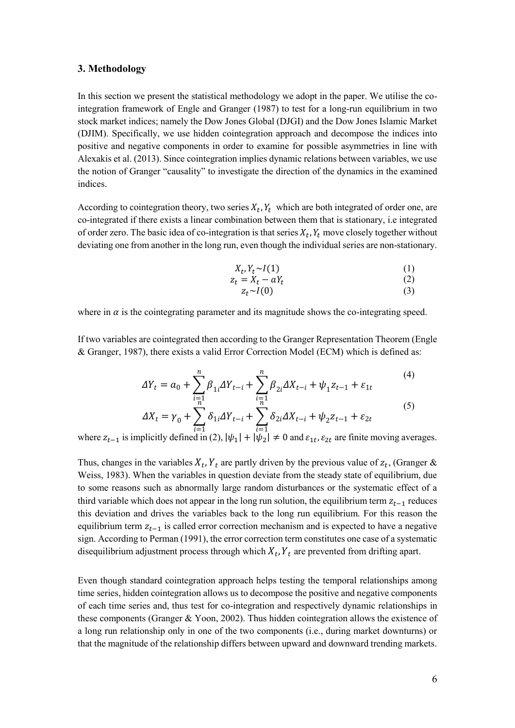## 3. Methodology

In this section we present the statistical methodology we adopt in the paper. We utilise the co-integration framework of Engle and Granger (1987) to test for a long-run equilibrium in two stock market indices; namely the Dow Jones Global (DJGI) and the Dow Jones Islamic Market (DJIM). Specifically, we use hidden cointegration approach and decompose the indices into positive and negative components in order to examine for possible asymmetries in line with Alexakis et al. (2013). Since cointegration implies dynamic relations between variables, we use the notion of Granger "causality" to investigate the direction of the dynamics in the examined indices.

According to cointegration theory, two series $X_t, Y_t$ which are both integrated of order one, are co-integrated if there exists a linear combination between them that is stationary, i.e integrated of order zero. The basic idea of co-integration is that series $X_t, Y_t$ move closely together without deviating one from another in the long run, even though the individual series are non-stationary.

$$X_t, Y_t \sim I(1) \tag{1}$$

$$z_t = X_t - aY_t \tag{2}$$

$$z_t \sim I(0) \tag{3}$$

where in $\alpha$ is the cointegrating parameter and its magnitude shows the co-integrating speed.

If two variables are cointegrated then according to the Granger Representation Theorem (Engle & Granger, 1987), there exists a valid Error Correction Model (ECM) which is defined as:

$$\Delta Y_t = a_0 + \sum_{i=1}^{n} \beta_{1i} \Delta Y_{t-i} + \sum_{i=1}^{n} \beta_{2i} \Delta X_{t-i} + \psi_1 z_{t-1} + \varepsilon_{1t} \tag{4}$$

$$\Delta X_t = \gamma_0 + \sum_{i=1}^{n} \delta_{1i} \Delta Y_{t-i} + \sum_{i=1}^{n} \delta_{2i} \Delta X_{t-i} + \psi_2 z_{t-1} + \varepsilon_{2t} \tag{5}$$

where $z_{t-1}$ is implicitly defined in (2), $|\psi_1| + |\psi_2| \neq 0$ and $\varepsilon_{1t}, \varepsilon_{2t}$ are finite moving averages.

Thus, changes in the variables $X_t, Y_t$ are partly driven by the previous value of $z_t$, (Granger & Weiss, 1983). When the variables in question deviate from the steady state of equilibrium, due to some reasons such as abnormally large random disturbances or the systematic effect of a third variable which does not appear in the long run solution, the equilibrium term $z_{t-1}$ reduces this deviation and drives the variables back to the long run equilibrium. For this reason the equilibrium term $z_{t-1}$ is called error correction mechanism and is expected to have a negative sign. According to Perman (1991), the error correction term constitutes one case of a systematic disequilibrium adjustment process through which $X_t, Y_t$ are prevented from drifting apart.

Even though standard cointegration approach helps testing the temporal relationships among time series, hidden cointegration allows us to decompose the positive and negative components of each time series and, thus test for co-integration and respectively dynamic relationships in these components (Granger & Yoon, 2002). Thus hidden cointegration allows the existence of a long run relationship only in one of the two components (i.e., during market downturns) or that the magnitude of the relationship differs between upward and downward trending markets.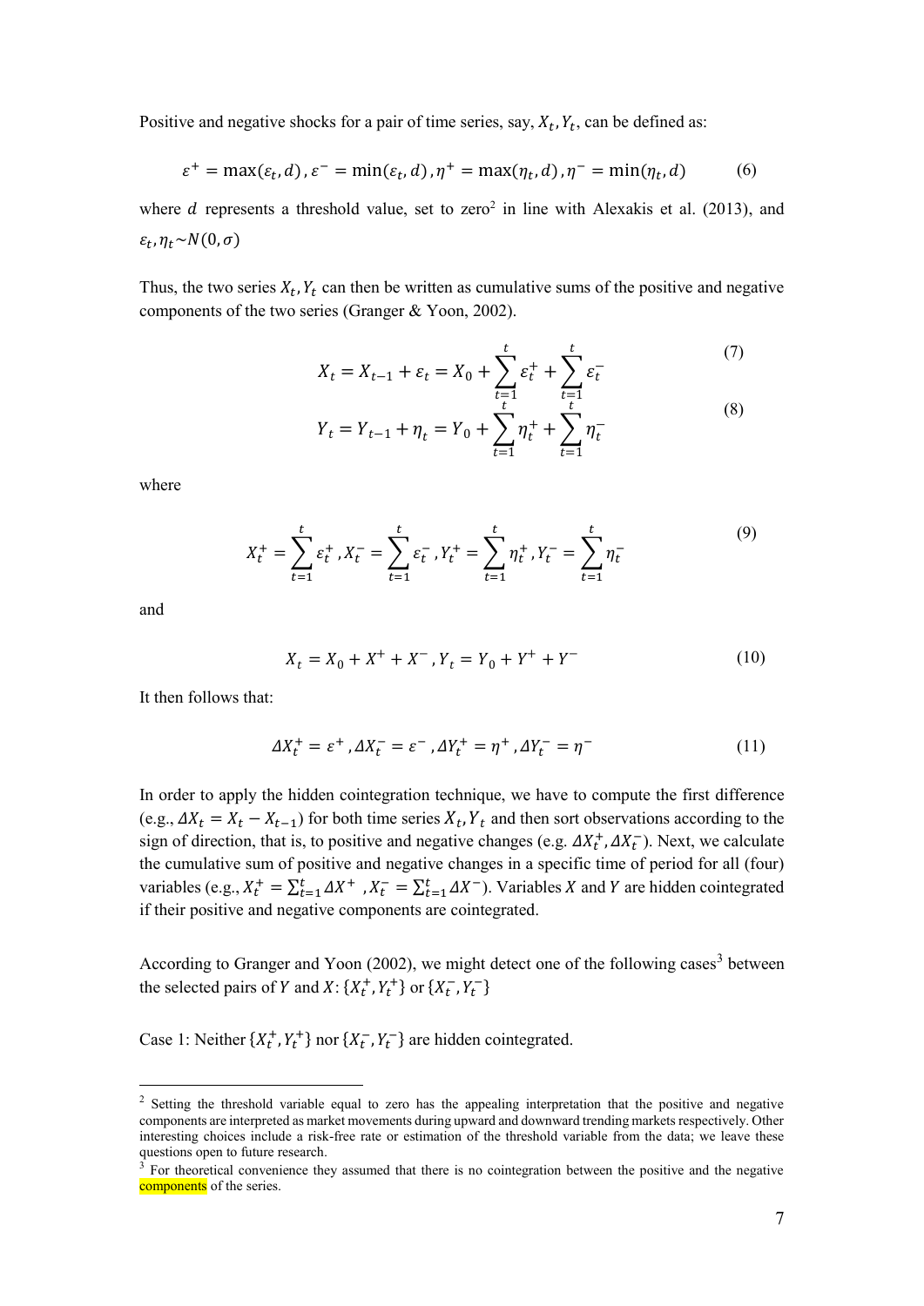Positive and negative shocks for a pair of time series, say, $X_t, Y_t$, can be defined as:

$$\varepsilon^+ = \max(\varepsilon_t, d), \varepsilon^- = \min(\varepsilon_t, d), \eta^+ = \max(\eta_t, d), \eta^- = \min(\eta_t, d) \tag{6}$$

where $d$ represents a threshold value, set to zero[2] in line with Alexakis et al. (2013), and $\varepsilon_t, \eta_t \sim N(0, \sigma)$

Thus, the two series $X_t, Y_t$ can then be written as cumulative sums of the positive and negative components of the two series (Granger & Yoon, 2002).

$$X_t = X_{t-1} + \varepsilon_t = X_0 + \sum_{t=1}^{t} \varepsilon_t^+ + \sum_{t=1}^{t} \varepsilon_t^- \tag{7}$$

$$Y_t = Y_{t-1} + \eta_t = Y_0 + \sum_{t=1}^{t} \eta_t^+ + \sum_{t=1}^{t} \eta_t^- \tag{8}$$

where

$$X_t^+ = \sum_{t=1}^{t} \varepsilon_t^+, X_t^- = \sum_{t=1}^{t} \varepsilon_t^-, Y_t^+ = \sum_{t=1}^{t} \eta_t^+, Y_t^- = \sum_{t=1}^{t} \eta_t^- \tag{9}$$

and

$$X_t = X_0 + X^+ + X^-, Y_t = Y_0 + Y^+ + Y^- \tag{10}$$

It then follows that:

$$\Delta X_t^+ = \varepsilon^+, \Delta X_t^- = \varepsilon^-, \Delta Y_t^+ = \eta^+, \Delta Y_t^- = \eta^- \tag{11}$$

In order to apply the hidden cointegration technique, we have to compute the first difference (e.g., $\Delta X_t = X_t - X_{t-1}$) for both time series $X_t, Y_t$ and then sort observations according to the sign of direction, that is, to positive and negative changes (e.g. $\Delta X_t^+, \Delta X_t^-$). Next, we calculate the cumulative sum of positive and negative changes in a specific time of period for all (four) variables (e.g., $X_t^+ = \sum_{t=1}^{t} \Delta X^+$, $X_t^- = \sum_{t=1}^{t} \Delta X^-$). Variables $X$ and $Y$ are hidden cointegrated if their positive and negative components are cointegrated.

According to Granger and Yoon (2002), we might detect one of the following cases[3] between the selected pairs of $Y$ and $X$: $\{X_t^+, Y_t^+\}$ or $\{X_t^-, Y_t^-\}$

Case 1: Neither $\{X_t^+, Y_t^+\}$ nor $\{X_t^-, Y_t^-\}$ are hidden cointegrated.

[2] Setting the threshold variable equal to zero has the appealing interpretation that the positive and negative components are interpreted as market movements during upward and downward trending markets respectively. Other interesting choices include a risk-free rate or estimation of the threshold variable from the data; we leave these questions open to future research.

[3] For theoretical convenience they assumed that there is no cointegration between the positive and the negative components of the series.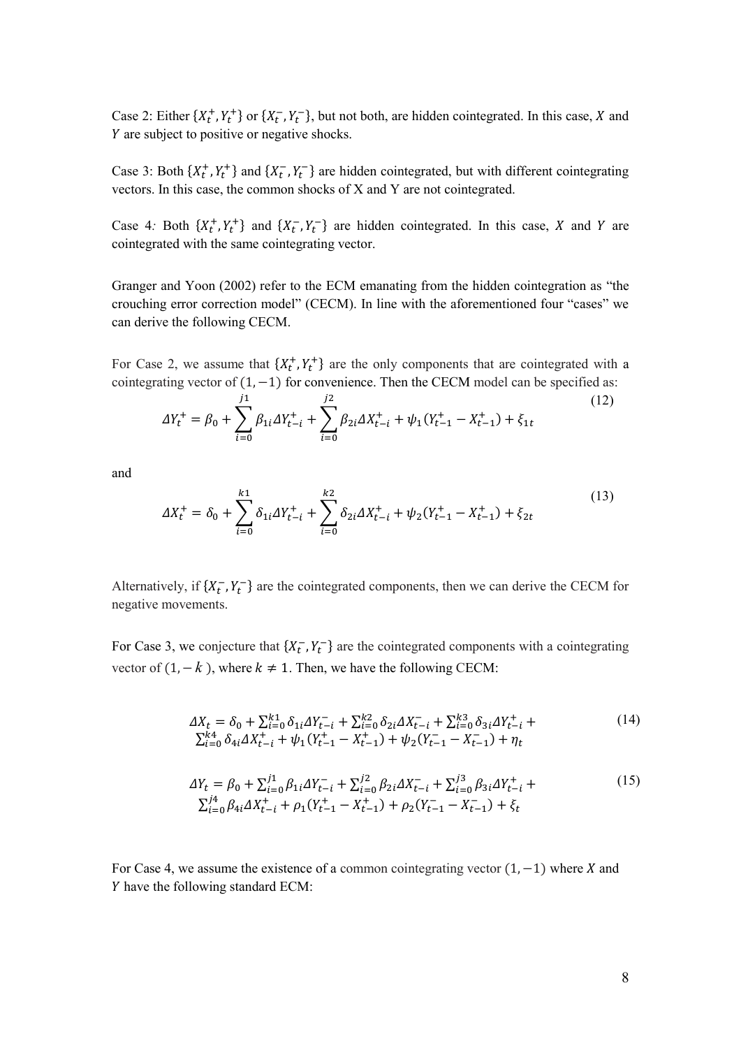Case 2: Either $\{X_t^+, Y_t^+\}$ or $\{X_t^-, Y_t^-\}$, but not both, are hidden cointegrated. In this case, $X$ and $Y$ are subject to positive or negative shocks.

Case 3: Both $\{X_t^+, Y_t^+\}$ and $\{X_t^-, Y_t^-\}$ are hidden cointegrated, but with different cointegrating vectors. In this case, the common shocks of X and Y are not cointegrated.

Case 4*:* Both $\{X_t^+, Y_t^+\}$ and $\{X_t^-, Y_t^-\}$ are hidden cointegrated. In this case, $X$ and $Y$ are cointegrated with the same cointegrating vector.

Granger and Yoon (2002) refer to the ECM emanating from the hidden cointegration as "the crouching error correction model" (CECM). In line with the aforementioned four "cases" we can derive the following CECM.

For Case 2, we assume that $\{X_t^+, Y_t^+\}$ are the only components that are cointegrated with a cointegrating vector of $(1, -1)$ for convenience. Then the CECM model can be specified as:

$$\Delta Y_t^+ = \beta_0 + \sum_{i=0}^{j1} \beta_{1i} \Delta Y_{t-i}^+ + \sum_{i=0}^{j2} \beta_{2i} \Delta X_{t-i}^+ + \psi_1 (Y_{t-1}^+ - X_{t-1}^+) + \xi_{1t} \tag{12}$$

and

$$\Delta X_t^+ = \delta_0 + \sum_{i=0}^{k1} \delta_{1i} \Delta Y_{t-i}^+ + \sum_{i=0}^{k2} \delta_{2i} \Delta X_{t-i}^+ + \psi_2 (Y_{t-1}^+ - X_{t-1}^+) + \xi_{2t} \tag{13}$$

Alternatively, if $\{X_t^-, Y_t^-\}$ are the cointegrated components, then we can derive the CECM for negative movements.

For Case 3, we conjecture that $\{X_t^-, Y_t^-\}$ are the cointegrated components with a cointegrating vector of $(1, -k)$, where $k \neq 1$. Then, we have the following CECM:

$$\Delta X_t = \delta_0 + \sum_{i=0}^{k1} \delta_{1i} \Delta Y_{t-i}^- + \sum_{i=0}^{k2} \delta_{2i} \Delta X_{t-i}^- + \sum_{i=0}^{k3} \delta_{3i} \Delta Y_{t-i}^+ + \sum_{i=0}^{k4} \delta_{4i} \Delta X_{t-i}^+ + \psi_1 (Y_{t-1}^+ - X_{t-1}^+) + \psi_2 (Y_{t-1}^- - X_{t-1}^-) + \eta_t \tag{14}$$

$$\Delta Y_t = \beta_0 + \sum_{i=0}^{j1} \beta_{1i} \Delta Y_{t-i}^- + \sum_{i=0}^{j2} \beta_{2i} \Delta X_{t-i}^- + \sum_{i=0}^{j3} \beta_{3i} \Delta Y_{t-i}^+ + \sum_{i=0}^{j4} \beta_{4i} \Delta X_{t-i}^+ + \rho_1 (Y_{t-1}^+ - X_{t-1}^+) + \rho_2 (Y_{t-1}^- - X_{t-1}^-) + \xi_t \tag{15}$$

For Case 4, we assume the existence of a common cointegrating vector $(1, -1)$ where $X$ and $Y$ have the following standard ECM: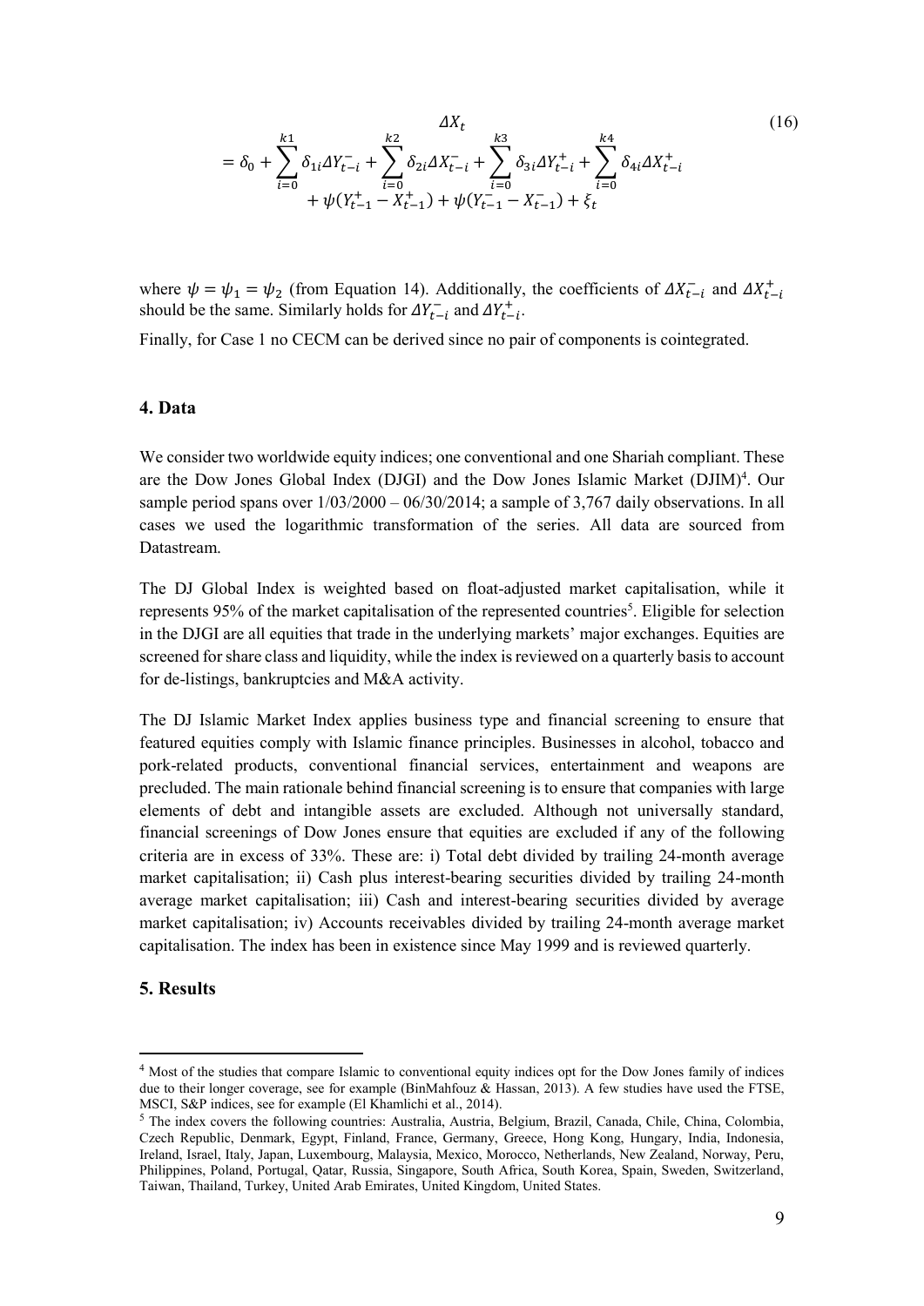$$
\begin{aligned}
\Delta X_t &= \delta_0 + \sum_{i=0}^{k1} \delta_{1i} \Delta Y_{t-i}^{-} + \sum_{i=0}^{k2} \delta_{2i} \Delta X_{t-i}^{-} + \sum_{i=0}^{k3} \delta_{3i} \Delta Y_{t-i}^{+} + \sum_{i=0}^{k4} \delta_{4i} \Delta X_{t-i}^{+} \\
&\quad + \psi(Y_{t-1}^{+} - X_{t-1}^{+}) + \psi(Y_{t-1}^{-} - X_{t-1}^{-}) + \xi_t
\end{aligned} \tag{16}
$$

where $\psi = \psi_1 = \psi_2$ (from Equation 14). Additionally, the coefficients of $\Delta X_{t-i}^{-}$ and $\Delta X_{t-i}^{+}$ should be the same. Similarly holds for $\Delta Y_{t-i}^{-}$ and $\Delta Y_{t-i}^{+}$.

Finally, for Case 1 no CECM can be derived since no pair of components is cointegrated.

## 4. Data

We consider two worldwide equity indices; one conventional and one Shariah compliant. These are the Dow Jones Global Index (DJGI) and the Dow Jones Islamic Market (DJIM)[4]. Our sample period spans over 1/03/2000 – 06/30/2014; a sample of 3,767 daily observations. In all cases we used the logarithmic transformation of the series. All data are sourced from Datastream.

The DJ Global Index is weighted based on float-adjusted market capitalisation, while it represents 95% of the market capitalisation of the represented countries[5]. Eligible for selection in the DJGI are all equities that trade in the underlying markets' major exchanges. Equities are screened for share class and liquidity, while the index is reviewed on a quarterly basis to account for de-listings, bankruptcies and M&A activity.

The DJ Islamic Market Index applies business type and financial screening to ensure that featured equities comply with Islamic finance principles. Businesses in alcohol, tobacco and pork-related products, conventional financial services, entertainment and weapons are precluded. The main rationale behind financial screening is to ensure that companies with large elements of debt and intangible assets are excluded. Although not universally standard, financial screenings of Dow Jones ensure that equities are excluded if any of the following criteria are in excess of 33%. These are: i) Total debt divided by trailing 24-month average market capitalisation; ii) Cash plus interest-bearing securities divided by trailing 24-month average market capitalisation; iii) Cash and interest-bearing securities divided by average market capitalisation; iv) Accounts receivables divided by trailing 24-month average market capitalisation. The index has been in existence since May 1999 and is reviewed quarterly.

## 5. Results

[4] Most of the studies that compare Islamic to conventional equity indices opt for the Dow Jones family of indices due to their longer coverage, see for example (BinMahfouz & Hassan, 2013). A few studies have used the FTSE, MSCI, S&P indices, see for example (El Khamlichi et al., 2014).

[5] The index covers the following countries: Australia, Austria, Belgium, Brazil, Canada, Chile, China, Colombia, Czech Republic, Denmark, Egypt, Finland, France, Germany, Greece, Hong Kong, Hungary, India, Indonesia, Ireland, Israel, Italy, Japan, Luxembourg, Malaysia, Mexico, Morocco, Netherlands, New Zealand, Norway, Peru, Philippines, Poland, Portugal, Qatar, Russia, Singapore, South Africa, South Korea, Spain, Sweden, Switzerland, Taiwan, Thailand, Turkey, United Arab Emirates, United Kingdom, United States.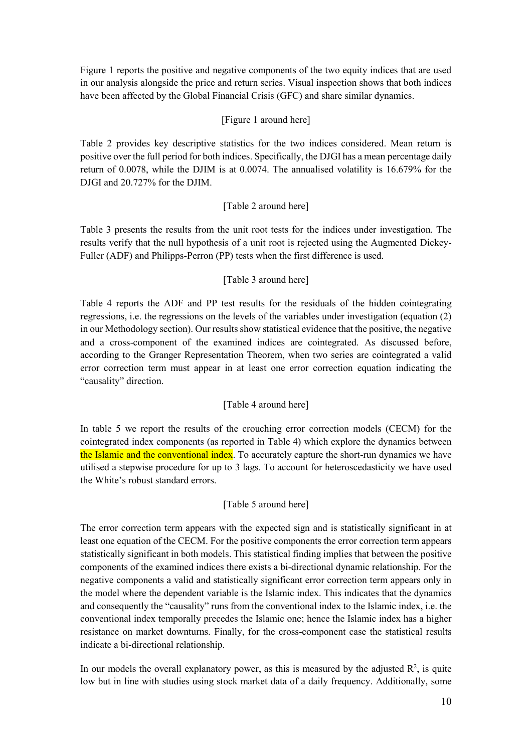Figure 1 reports the positive and negative components of the two equity indices that are used in our analysis alongside the price and return series. Visual inspection shows that both indices have been affected by the Global Financial Crisis (GFC) and share similar dynamics.

[Figure 1 around here]

Table 2 provides key descriptive statistics for the two indices considered. Mean return is positive over the full period for both indices. Specifically, the DJGI has a mean percentage daily return of 0.0078, while the DJIM is at 0.0074. The annualised volatility is 16.679% for the DJGI and 20.727% for the DJIM.

[Table 2 around here]

Table 3 presents the results from the unit root tests for the indices under investigation. The results verify that the null hypothesis of a unit root is rejected using the Augmented Dickey-Fuller (ADF) and Philipps-Perron (PP) tests when the first difference is used.

[Table 3 around here]

Table 4 reports the ADF and PP test results for the residuals of the hidden cointegrating regressions, i.e. the regressions on the levels of the variables under investigation (equation (2) in our Methodology section). Our results show statistical evidence that the positive, the negative and a cross-component of the examined indices are cointegrated. As discussed before, according to the Granger Representation Theorem, when two series are cointegrated a valid error correction term must appear in at least one error correction equation indicating the "causality" direction.

[Table 4 around here]

In table 5 we report the results of the crouching error correction models (CECM) for the cointegrated index components (as reported in Table 4) which explore the dynamics between the Islamic and the conventional index. To accurately capture the short-run dynamics we have utilised a stepwise procedure for up to 3 lags. To account for heteroscedasticity we have used the White's robust standard errors.

[Table 5 around here]

The error correction term appears with the expected sign and is statistically significant in at least one equation of the CECM. For the positive components the error correction term appears statistically significant in both models. This statistical finding implies that between the positive components of the examined indices there exists a bi-directional dynamic relationship. For the negative components a valid and statistically significant error correction term appears only in the model where the dependent variable is the Islamic index. This indicates that the dynamics and consequently the "causality" runs from the conventional index to the Islamic index, i.e. the conventional index temporally precedes the Islamic one; hence the Islamic index has a higher resistance on market downturns. Finally, for the cross-component case the statistical results indicate a bi-directional relationship.

In our models the overall explanatory power, as this is measured by the adjusted $R^2$, is quite low but in line with studies using stock market data of a daily frequency. Additionally, some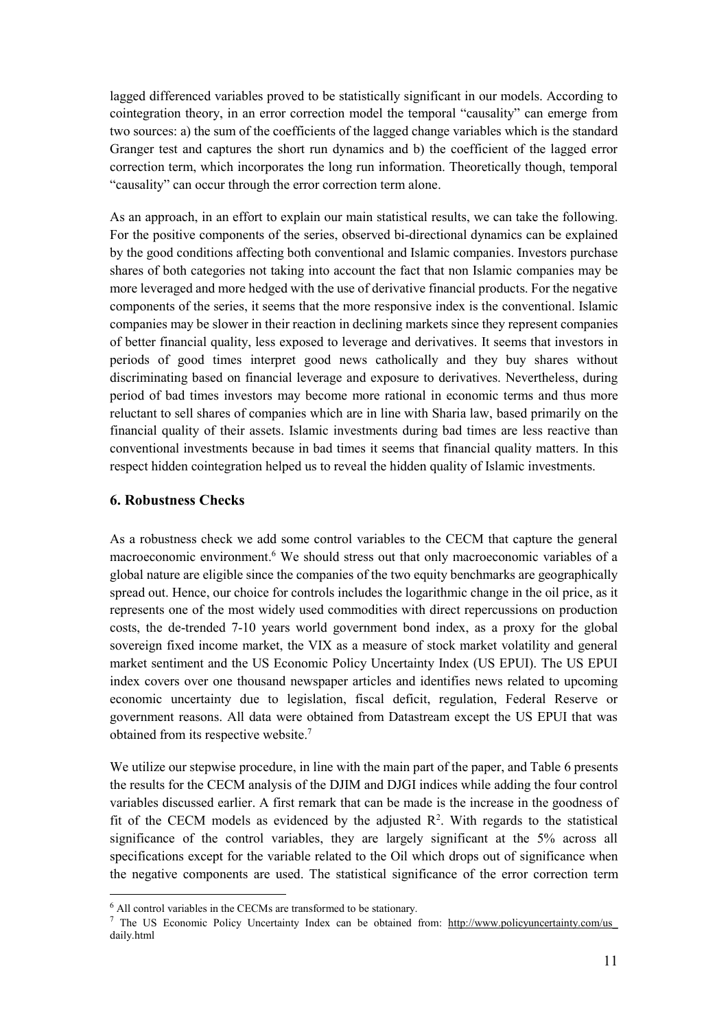lagged differenced variables proved to be statistically significant in our models. According to cointegration theory, in an error correction model the temporal "causality" can emerge from two sources: a) the sum of the coefficients of the lagged change variables which is the standard Granger test and captures the short run dynamics and b) the coefficient of the lagged error correction term, which incorporates the long run information. Theoretically though, temporal "causality" can occur through the error correction term alone.

As an approach, in an effort to explain our main statistical results, we can take the following. For the positive components of the series, observed bi-directional dynamics can be explained by the good conditions affecting both conventional and Islamic companies. Investors purchase shares of both categories not taking into account the fact that non Islamic companies may be more leveraged and more hedged with the use of derivative financial products. For the negative components of the series, it seems that the more responsive index is the conventional. Islamic companies may be slower in their reaction in declining markets since they represent companies of better financial quality, less exposed to leverage and derivatives. It seems that investors in periods of good times interpret good news catholically and they buy shares without discriminating based on financial leverage and exposure to derivatives. Nevertheless, during period of bad times investors may become more rational in economic terms and thus more reluctant to sell shares of companies which are in line with Sharia law, based primarily on the financial quality of their assets. Islamic investments during bad times are less reactive than conventional investments because in bad times it seems that financial quality matters. In this respect hidden cointegration helped us to reveal the hidden quality of Islamic investments.

## 6. Robustness Checks

As a robustness check we add some control variables to the CECM that capture the general macroeconomic environment.[6] We should stress out that only macroeconomic variables of a global nature are eligible since the companies of the two equity benchmarks are geographically spread out. Hence, our choice for controls includes the logarithmic change in the oil price, as it represents one of the most widely used commodities with direct repercussions on production costs, the de-trended 7-10 years world government bond index, as a proxy for the global sovereign fixed income market, the VIX as a measure of stock market volatility and general market sentiment and the US Economic Policy Uncertainty Index (US EPUI). The US EPUI index covers over one thousand newspaper articles and identifies news related to upcoming economic uncertainty due to legislation, fiscal deficit, regulation, Federal Reserve or government reasons. All data were obtained from Datastream except the US EPUI that was obtained from its respective website.[7]

We utilize our stepwise procedure, in line with the main part of the paper, and Table 6 presents the results for the CECM analysis of the DJIM and DJGI indices while adding the four control variables discussed earlier. A first remark that can be made is the increase in the goodness of fit of the CECM models as evidenced by the adjusted $R^2$. With regards to the statistical significance of the control variables, they are largely significant at the 5% across all specifications except for the variable related to the Oil which drops out of significance when the negative components are used. The statistical significance of the error correction term

[6] All control variables in the CECMs are transformed to be stationary.

[7] The US Economic Policy Uncertainty Index can be obtained from: http://www.policyuncertainty.com/us_daily.html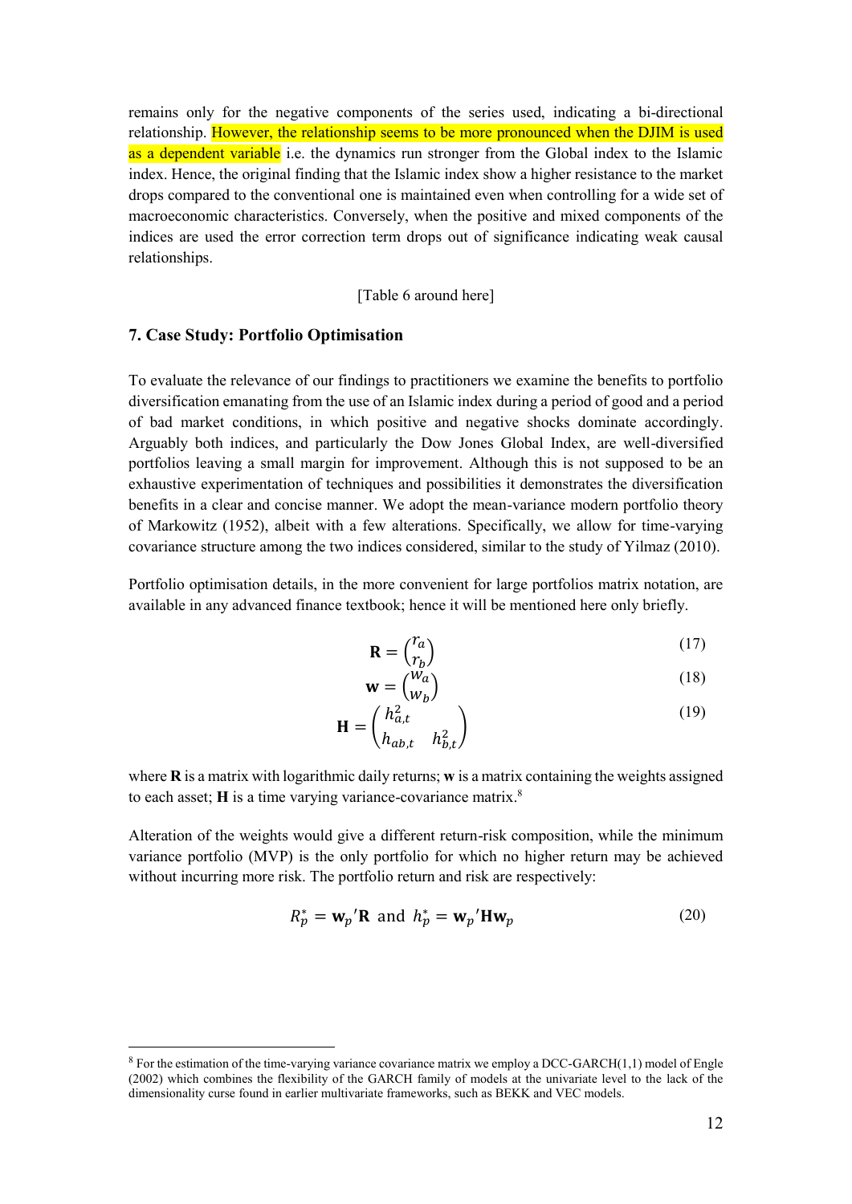remains only for the negative components of the series used, indicating a bi-directional relationship. However, the relationship seems to be more pronounced when the DJIM is used as a dependent variable i.e. the dynamics run stronger from the Global index to the Islamic index. Hence, the original finding that the Islamic index show a higher resistance to the market drops compared to the conventional one is maintained even when controlling for a wide set of macroeconomic characteristics. Conversely, when the positive and mixed components of the indices are used the error correction term drops out of significance indicating weak causal relationships.

[Table 6 around here]

## 7. Case Study: Portfolio Optimisation

To evaluate the relevance of our findings to practitioners we examine the benefits to portfolio diversification emanating from the use of an Islamic index during a period of good and a period of bad market conditions, in which positive and negative shocks dominate accordingly. Arguably both indices, and particularly the Dow Jones Global Index, are well-diversified portfolios leaving a small margin for improvement. Although this is not supposed to be an exhaustive experimentation of techniques and possibilities it demonstrates the diversification benefits in a clear and concise manner. We adopt the mean-variance modern portfolio theory of Markowitz (1952), albeit with a few alterations. Specifically, we allow for time-varying covariance structure among the two indices considered, similar to the study of Yilmaz (2010).

Portfolio optimisation details, in the more convenient for large portfolios matrix notation, are available in any advanced finance textbook; hence it will be mentioned here only briefly.

$$\mathbf{R} = \begin{pmatrix} r_a \\ r_b \end{pmatrix} \tag{17}$$

$$\mathbf{w} = \begin{pmatrix} w_a \\ w_b \end{pmatrix} \tag{18}$$

$$\mathbf{H} = \begin{pmatrix} h_{a,t}^2 & \\ h_{ab,t} & h_{b,t}^2 \end{pmatrix} \tag{19}$$

where $\mathbf{R}$ is a matrix with logarithmic daily returns; $\mathbf{w}$ is a matrix containing the weights assigned to each asset; $\mathbf{H}$ is a time varying variance-covariance matrix.[8]

Alteration of the weights would give a different return-risk composition, while the minimum variance portfolio (MVP) is the only portfolio for which no higher return may be achieved without incurring more risk. The portfolio return and risk are respectively:

$$R_p^* = \mathbf{w}_p{}'\mathbf{R} \text{ and } h_p^* = \mathbf{w}_p{}'\mathbf{H}\mathbf{w}_p \tag{20}$$

[8] For the estimation of the time-varying variance covariance matrix we employ a DCC-GARCH(1,1) model of Engle (2002) which combines the flexibility of the GARCH family of models at the univariate level to the lack of the dimensionality curse found in earlier multivariate frameworks, such as BEKK and VEC models.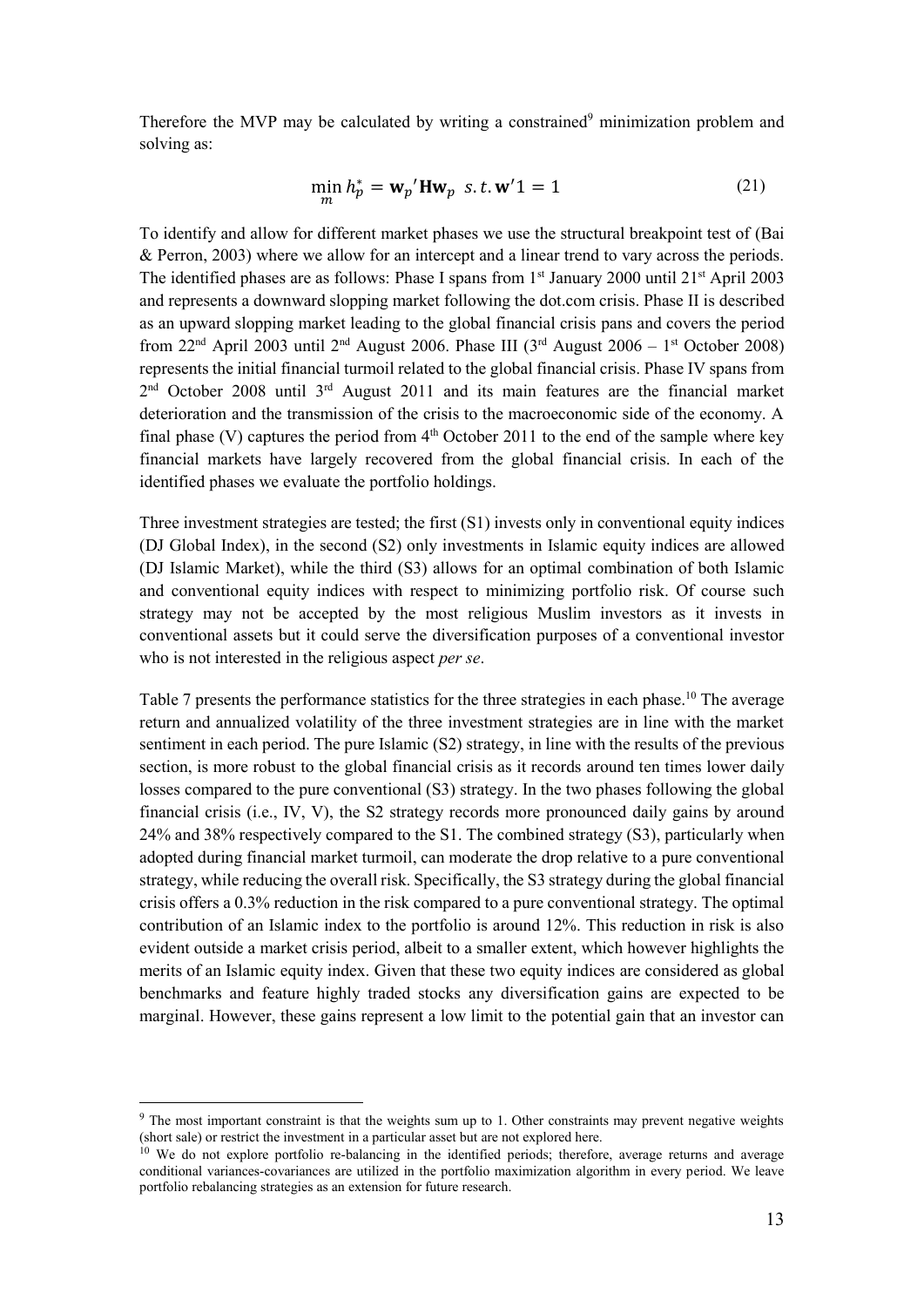Therefore the MVP may be calculated by writing a constrained[9] minimization problem and solving as:

$$\min_{m} h_p^* = \mathbf{w}_p{}'\mathbf{H}\mathbf{w}_p \;\; s.t.\, \mathbf{w}'1 = 1 \tag{21}$$

To identify and allow for different market phases we use the structural breakpoint test of (Bai & Perron, 2003) where we allow for an intercept and a linear trend to vary across the periods. The identified phases are as follows: Phase I spans from 1st January 2000 until 21st April 2003 and represents a downward slopping market following the dot.com crisis. Phase II is described as an upward slopping market leading to the global financial crisis pans and covers the period from 22nd April 2003 until 2nd August 2006. Phase III (3rd August 2006 – 1st October 2008) represents the initial financial turmoil related to the global financial crisis. Phase IV spans from 2nd October 2008 until 3rd August 2011 and its main features are the financial market deterioration and the transmission of the crisis to the macroeconomic side of the economy. A final phase (V) captures the period from 4th October 2011 to the end of the sample where key financial markets have largely recovered from the global financial crisis. In each of the identified phases we evaluate the portfolio holdings.

Three investment strategies are tested; the first (S1) invests only in conventional equity indices (DJ Global Index), in the second (S2) only investments in Islamic equity indices are allowed (DJ Islamic Market), while the third (S3) allows for an optimal combination of both Islamic and conventional equity indices with respect to minimizing portfolio risk. Of course such strategy may not be accepted by the most religious Muslim investors as it invests in conventional assets but it could serve the diversification purposes of a conventional investor who is not interested in the religious aspect *per se*.

Table 7 presents the performance statistics for the three strategies in each phase.[10] The average return and annualized volatility of the three investment strategies are in line with the market sentiment in each period. The pure Islamic (S2) strategy, in line with the results of the previous section, is more robust to the global financial crisis as it records around ten times lower daily losses compared to the pure conventional (S3) strategy. In the two phases following the global financial crisis (i.e., IV, V), the S2 strategy records more pronounced daily gains by around 24% and 38% respectively compared to the S1. The combined strategy (S3), particularly when adopted during financial market turmoil, can moderate the drop relative to a pure conventional strategy, while reducing the overall risk. Specifically, the S3 strategy during the global financial crisis offers a 0.3% reduction in the risk compared to a pure conventional strategy. The optimal contribution of an Islamic index to the portfolio is around 12%. This reduction in risk is also evident outside a market crisis period, albeit to a smaller extent, which however highlights the merits of an Islamic equity index. Given that these two equity indices are considered as global benchmarks and feature highly traded stocks any diversification gains are expected to be marginal. However, these gains represent a low limit to the potential gain that an investor can

[9] The most important constraint is that the weights sum up to 1. Other constraints may prevent negative weights (short sale) or restrict the investment in a particular asset but are not explored here.

[10] We do not explore portfolio re-balancing in the identified periods; therefore, average returns and average conditional variances-covariances are utilized in the portfolio maximization algorithm in every period. We leave portfolio rebalancing strategies as an extension for future research.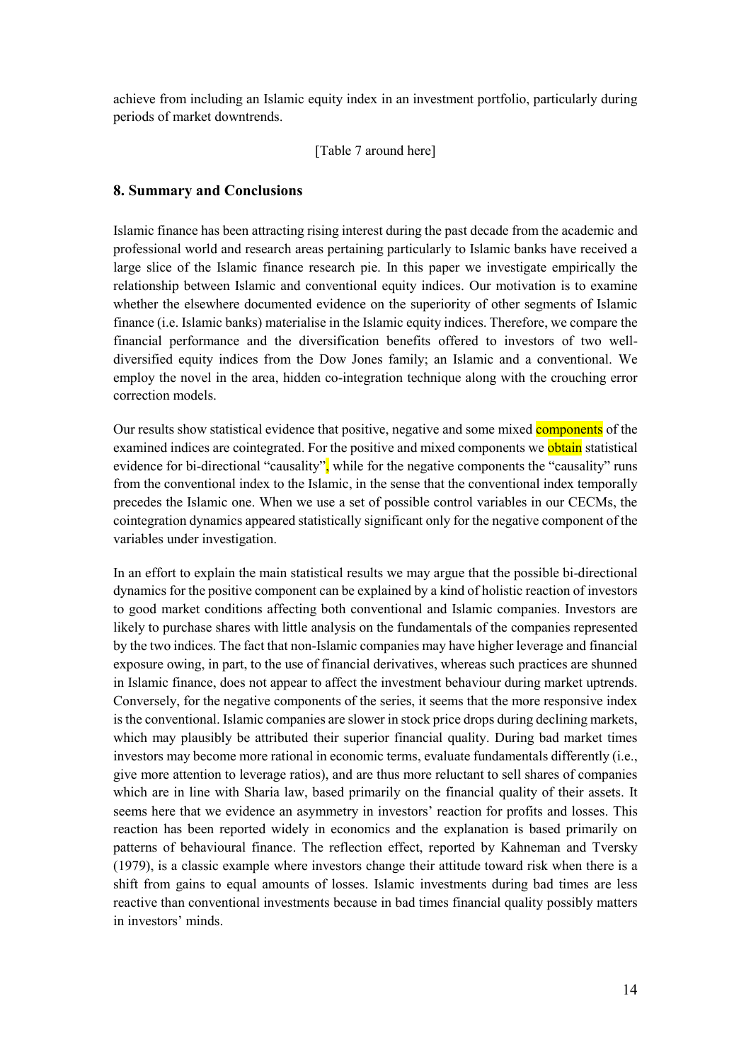achieve from including an Islamic equity index in an investment portfolio, particularly during periods of market downtrends.

[Table 7 around here]

## 8. Summary and Conclusions

Islamic finance has been attracting rising interest during the past decade from the academic and professional world and research areas pertaining particularly to Islamic banks have received a large slice of the Islamic finance research pie. In this paper we investigate empirically the relationship between Islamic and conventional equity indices. Our motivation is to examine whether the elsewhere documented evidence on the superiority of other segments of Islamic finance (i.e. Islamic banks) materialise in the Islamic equity indices. Therefore, we compare the financial performance and the diversification benefits offered to investors of two well-diversified equity indices from the Dow Jones family; an Islamic and a conventional. We employ the novel in the area, hidden co-integration technique along with the crouching error correction models.

Our results show statistical evidence that positive, negative and some mixed components of the examined indices are cointegrated. For the positive and mixed components we obtain statistical evidence for bi-directional "causality", while for the negative components the "causality" runs from the conventional index to the Islamic, in the sense that the conventional index temporally precedes the Islamic one. When we use a set of possible control variables in our CECMs, the cointegration dynamics appeared statistically significant only for the negative component of the variables under investigation.

In an effort to explain the main statistical results we may argue that the possible bi-directional dynamics for the positive component can be explained by a kind of holistic reaction of investors to good market conditions affecting both conventional and Islamic companies. Investors are likely to purchase shares with little analysis on the fundamentals of the companies represented by the two indices. The fact that non-Islamic companies may have higher leverage and financial exposure owing, in part, to the use of financial derivatives, whereas such practices are shunned in Islamic finance, does not appear to affect the investment behaviour during market uptrends. Conversely, for the negative components of the series, it seems that the more responsive index is the conventional. Islamic companies are slower in stock price drops during declining markets, which may plausibly be attributed their superior financial quality. During bad market times investors may become more rational in economic terms, evaluate fundamentals differently (i.e., give more attention to leverage ratios), and are thus more reluctant to sell shares of companies which are in line with Sharia law, based primarily on the financial quality of their assets. It seems here that we evidence an asymmetry in investors' reaction for profits and losses. This reaction has been reported widely in economics and the explanation is based primarily on patterns of behavioural finance. The reflection effect, reported by Kahneman and Tversky (1979), is a classic example where investors change their attitude toward risk when there is a shift from gains to equal amounts of losses. Islamic investments during bad times are less reactive than conventional investments because in bad times financial quality possibly matters in investors' minds.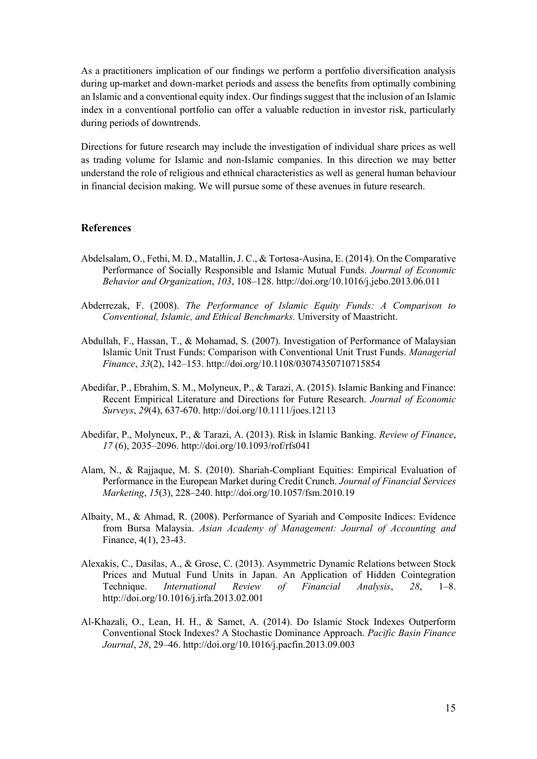As a practitioners implication of our findings we perform a portfolio diversification analysis during up-market and down-market periods and assess the benefits from optimally combining an Islamic and a conventional equity index. Our findings suggest that the inclusion of an Islamic index in a conventional portfolio can offer a valuable reduction in investor risk, particularly during periods of downtrends.

Directions for future research may include the investigation of individual share prices as well as trading volume for Islamic and non-Islamic companies. In this direction we may better understand the role of religious and ethnical characteristics as well as general human behaviour in financial decision making. We will pursue some of these avenues in future research.

## References

Abdelsalam, O., Fethi, M. D., Matallín, J. C., & Tortosa-Ausina, E. (2014). On the Comparative Performance of Socially Responsible and Islamic Mutual Funds. *Journal of Economic Behavior and Organization*, *103*, 108–128. http://doi.org/10.1016/j.jebo.2013.06.011

Abderrezak, F. (2008). *The Performance of Islamic Equity Funds: A Comparison to Conventional, Islamic, and Ethical Benchmarks.* University of Maastricht.

Abdullah, F., Hassan, T., & Mohamad, S. (2007). Investigation of Performance of Malaysian Islamic Unit Trust Funds: Comparison with Conventional Unit Trust Funds. *Managerial Finance*, *33*(2), 142–153. http://doi.org/10.1108/03074350710715854

Abedifar, P., Ebrahim, S. M., Molyneux, P., & Tarazi, A. (2015). Islamic Banking and Finance: Recent Empirical Literature and Directions for Future Research. *Journal of Economic Surveys*, *29*(4), 637-670. http://doi.org/10.1111/joes.12113

Abedifar, P., Molyneux, P., & Tarazi, A. (2013). Risk in Islamic Banking. *Review of Finance*, *17* (6), 2035–2096. http://doi.org/10.1093/rof/rfs041

Alam, N., & Rajjaque, M. S. (2010). Shariah-Compliant Equities: Empirical Evaluation of Performance in the European Market during Credit Crunch. *Journal of Financial Services Marketing*, *15*(3), 228–240. http://doi.org/10.1057/fsm.2010.19

Albaity, M., & Ahmad, R. (2008). Performance of Syariah and Composite Indices: Evidence from Bursa Malaysia. *Asian Academy of Management: Journal of Accounting and* Finance, 4(1), 23-43.

Alexakis, C., Dasilas, A., & Grose, C. (2013). Asymmetric Dynamic Relations between Stock Prices and Mutual Fund Units in Japan. An Application of Hidden Cointegration Technique. *International Review of Financial Analysis*, *28*, 1–8. http://doi.org/10.1016/j.irfa.2013.02.001

Al-Khazali, O., Lean, H. H., & Samet, A. (2014). Do Islamic Stock Indexes Outperform Conventional Stock Indexes? A Stochastic Dominance Approach. *Pacific Basin Finance Journal*, *28*, 29–46. http://doi.org/10.1016/j.pacfin.2013.09.003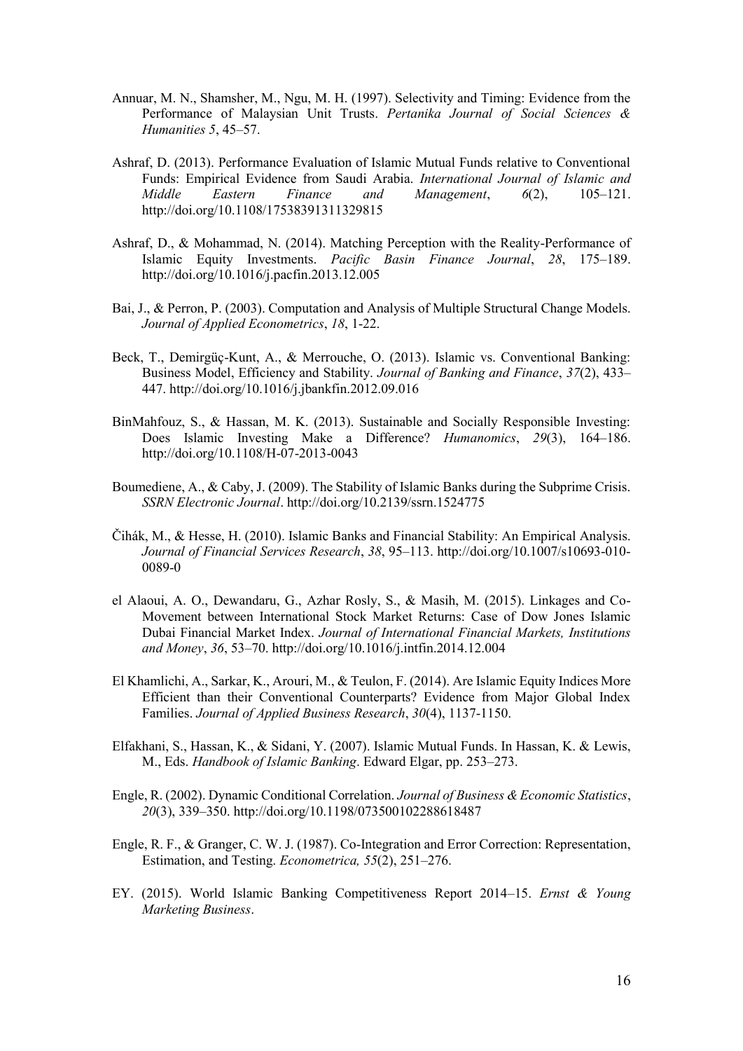Annuar, M. N., Shamsher, M., Ngu, M. H. (1997). Selectivity and Timing: Evidence from the Performance of Malaysian Unit Trusts. *Pertanika Journal of Social Sciences & Humanities 5*, 45–57.

Ashraf, D. (2013). Performance Evaluation of Islamic Mutual Funds relative to Conventional Funds: Empirical Evidence from Saudi Arabia. *International Journal of Islamic and Middle Eastern Finance and Management*, *6*(2), 105–121. http://doi.org/10.1108/17538391311329815

Ashraf, D., & Mohammad, N. (2014). Matching Perception with the Reality-Performance of Islamic Equity Investments. *Pacific Basin Finance Journal*, *28*, 175–189. http://doi.org/10.1016/j.pacfin.2013.12.005

Bai, J., & Perron, P. (2003). Computation and Analysis of Multiple Structural Change Models. *Journal of Applied Econometrics*, *18*, 1-22.

Beck, T., Demirgüç-Kunt, A., & Merrouche, O. (2013). Islamic vs. Conventional Banking: Business Model, Efficiency and Stability. *Journal of Banking and Finance*, *37*(2), 433–447. http://doi.org/10.1016/j.jbankfin.2012.09.016

BinMahfouz, S., & Hassan, M. K. (2013). Sustainable and Socially Responsible Investing: Does Islamic Investing Make a Difference? *Humanomics*, *29*(3), 164–186. http://doi.org/10.1108/H-07-2013-0043

Boumediene, A., & Caby, J. (2009). The Stability of Islamic Banks during the Subprime Crisis. *SSRN Electronic Journal*. http://doi.org/10.2139/ssrn.1524775

Čihák, M., & Hesse, H. (2010). Islamic Banks and Financial Stability: An Empirical Analysis. *Journal of Financial Services Research*, *38*, 95–113. http://doi.org/10.1007/s10693-010-0089-0

el Alaoui, A. O., Dewandaru, G., Azhar Rosly, S., & Masih, M. (2015). Linkages and Co-Movement between International Stock Market Returns: Case of Dow Jones Islamic Dubai Financial Market Index. *Journal of International Financial Markets, Institutions and Money*, *36*, 53–70. http://doi.org/10.1016/j.intfin.2014.12.004

El Khamlichi, A., Sarkar, K., Arouri, M., & Teulon, F. (2014). Are Islamic Equity Indices More Efficient than their Conventional Counterparts? Evidence from Major Global Index Families. *Journal of Applied Business Research*, *30*(4), 1137-1150.

Elfakhani, S., Hassan, K., & Sidani, Y. (2007). Islamic Mutual Funds. In Hassan, K. & Lewis, M., Eds. *Handbook of Islamic Banking*. Edward Elgar, pp. 253–273.

Engle, R. (2002). Dynamic Conditional Correlation. *Journal of Business & Economic Statistics*, *20*(3), 339–350. http://doi.org/10.1198/073500102288618487

Engle, R. F., & Granger, C. W. J. (1987). Co-Integration and Error Correction: Representation, Estimation, and Testing. *Econometrica, 55*(2), 251–276.

EY. (2015). World Islamic Banking Competitiveness Report 2014–15. *Ernst & Young Marketing Business*.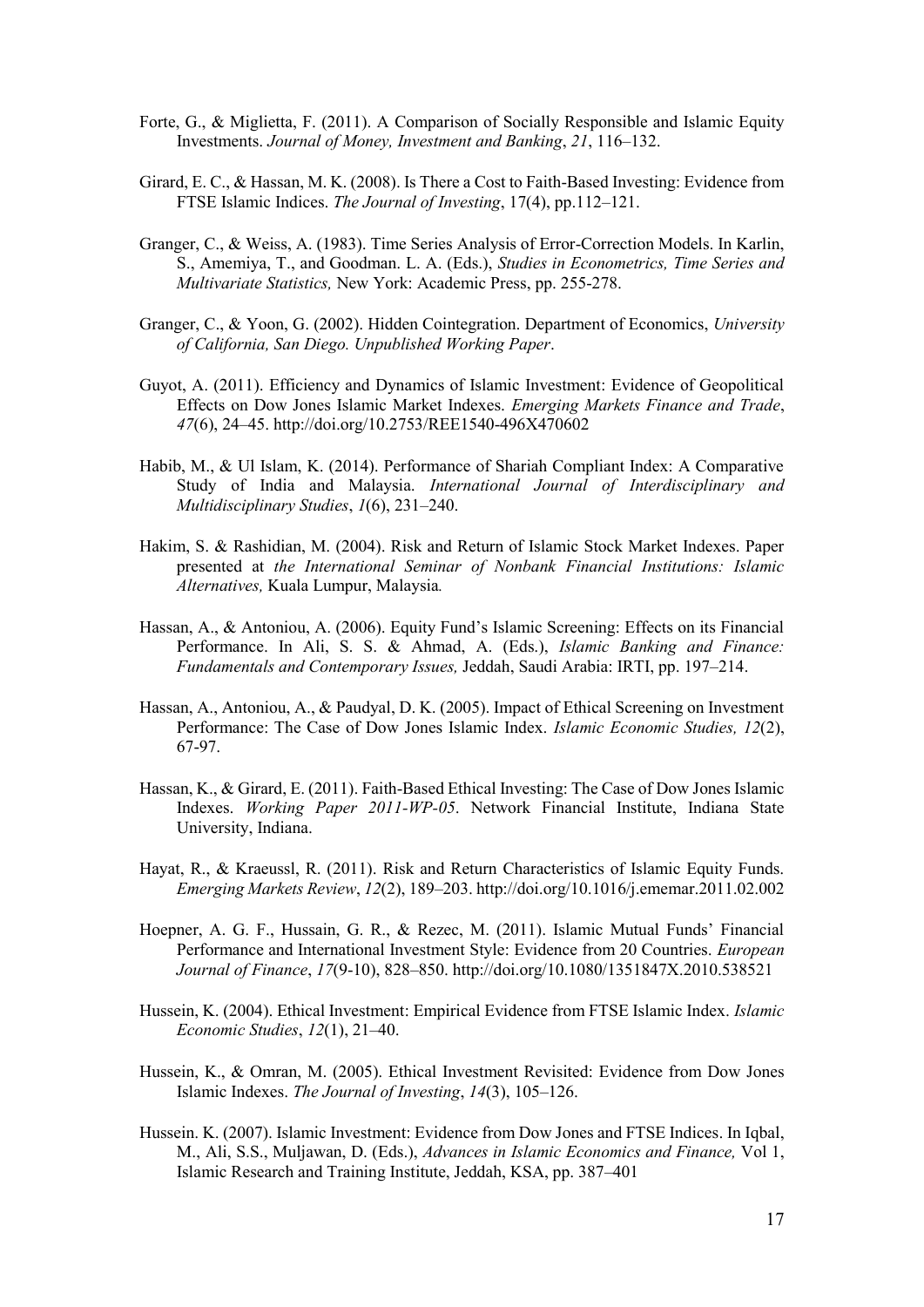Forte, G., & Miglietta, F. (2011). A Comparison of Socially Responsible and Islamic Equity Investments. *Journal of Money, Investment and Banking*, *21*, 116–132.

Girard, E. C., & Hassan, M. K. (2008). Is There a Cost to Faith-Based Investing: Evidence from FTSE Islamic Indices. *The Journal of Investing*, 17(4), pp.112–121.

Granger, C., & Weiss, A. (1983). Time Series Analysis of Error-Correction Models. In Karlin, S., Amemiya, T., and Goodman. L. A. (Eds.), *Studies in Econometrics, Time Series and Multivariate Statistics,* New York: Academic Press, pp. 255-278.

Granger, C., & Yoon, G. (2002). Hidden Cointegration. Department of Economics, *University of California, San Diego. Unpublished Working Paper*.

Guyot, A. (2011). Efficiency and Dynamics of Islamic Investment: Evidence of Geopolitical Effects on Dow Jones Islamic Market Indexes. *Emerging Markets Finance and Trade*, *47*(6), 24–45. http://doi.org/10.2753/REE1540-496X470602

Habib, M., & Ul Islam, K. (2014). Performance of Shariah Compliant Index: A Comparative Study of India and Malaysia. *International Journal of Interdisciplinary and Multidisciplinary Studies*, *1*(6), 231–240.

Hakim, S. & Rashidian, M. (2004). Risk and Return of Islamic Stock Market Indexes. Paper presented at *the International Seminar of Nonbank Financial Institutions: Islamic Alternatives,* Kuala Lumpur, Malaysia*.*

Hassan, A., & Antoniou, A. (2006). Equity Fund's Islamic Screening: Effects on its Financial Performance. In Ali, S. S. & Ahmad, A. (Eds.), *Islamic Banking and Finance: Fundamentals and Contemporary Issues,* Jeddah, Saudi Arabia: IRTI, pp. 197–214.

Hassan, A., Antoniou, A., & Paudyal, D. K. (2005). Impact of Ethical Screening on Investment Performance: The Case of Dow Jones Islamic Index. *Islamic Economic Studies, 12*(2), 67-97.

Hassan, K., & Girard, E. (2011). Faith-Based Ethical Investing: The Case of Dow Jones Islamic Indexes. *Working Paper 2011-WP-05*. Network Financial Institute, Indiana State University, Indiana.

Hayat, R., & Kraeussl, R. (2011). Risk and Return Characteristics of Islamic Equity Funds. *Emerging Markets Review*, *12*(2), 189–203. http://doi.org/10.1016/j.ememar.2011.02.002

Hoepner, A. G. F., Hussain, G. R., & Rezec, M. (2011). Islamic Mutual Funds' Financial Performance and International Investment Style: Evidence from 20 Countries. *European Journal of Finance*, *17*(9-10), 828–850. http://doi.org/10.1080/1351847X.2010.538521

Hussein, K. (2004). Ethical Investment: Empirical Evidence from FTSE Islamic Index. *Islamic Economic Studies*, *12*(1), 21–40.

Hussein, K., & Omran, M. (2005). Ethical Investment Revisited: Evidence from Dow Jones Islamic Indexes. *The Journal of Investing*, *14*(3), 105–126.

Hussein. K. (2007). Islamic Investment: Evidence from Dow Jones and FTSE Indices. In Iqbal, M., Ali, S.S., Muljawan, D. (Eds.), *Advances in Islamic Economics and Finance,* Vol 1, Islamic Research and Training Institute, Jeddah, KSA, pp. 387–401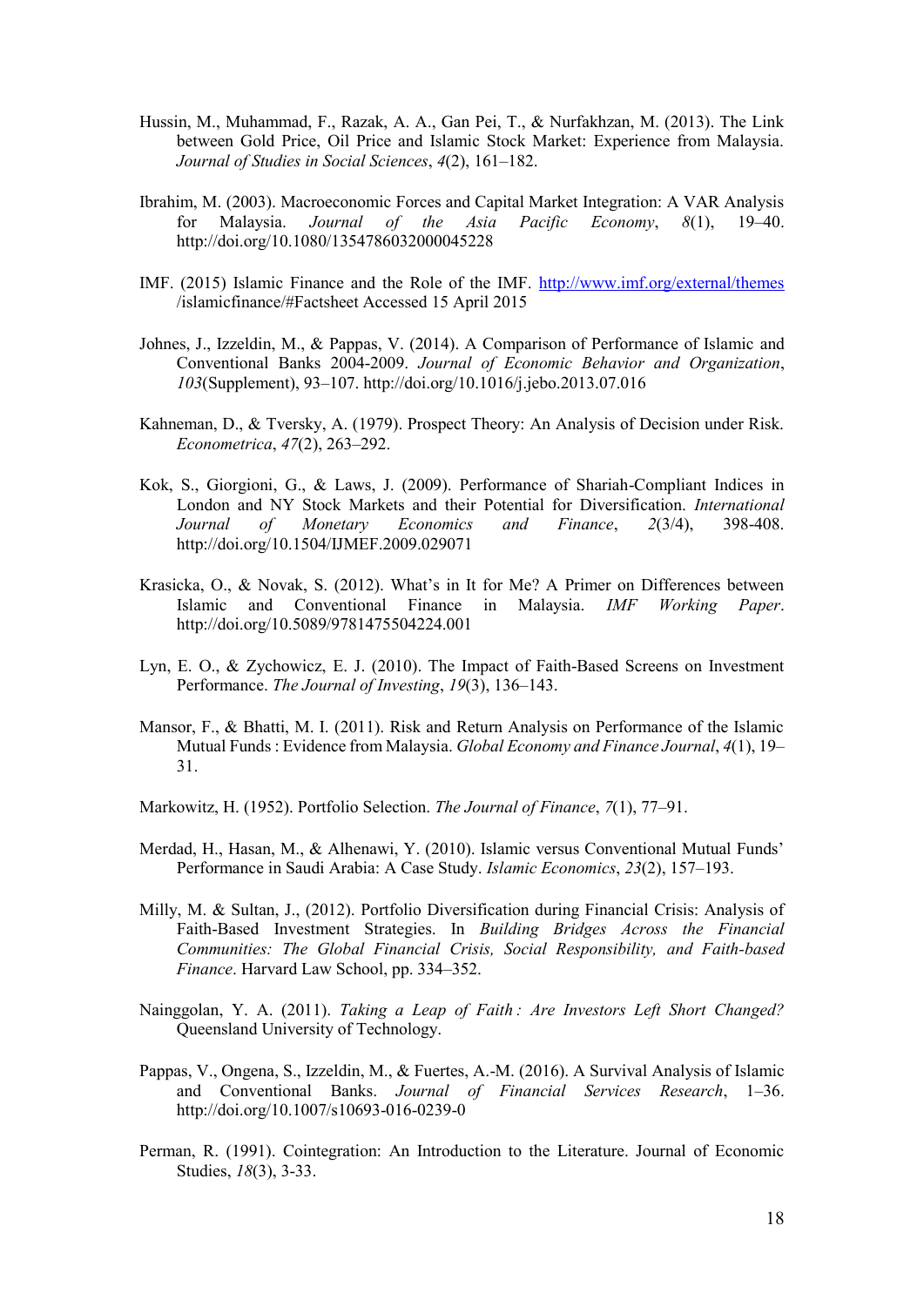Hussin, M., Muhammad, F., Razak, A. A., Gan Pei, T., & Nurfakhzan, M. (2013). The Link between Gold Price, Oil Price and Islamic Stock Market: Experience from Malaysia. *Journal of Studies in Social Sciences*, *4*(2), 161–182.

Ibrahim, M. (2003). Macroeconomic Forces and Capital Market Integration: A VAR Analysis for Malaysia. *Journal of the Asia Pacific Economy*, *8*(1), 19–40. http://doi.org/10.1080/1354786032000045228

IMF. (2015) Islamic Finance and the Role of the IMF. http://www.imf.org/external/themes /islamicfinance/#Factsheet Accessed 15 April 2015

Johnes, J., Izzeldin, M., & Pappas, V. (2014). A Comparison of Performance of Islamic and Conventional Banks 2004-2009. *Journal of Economic Behavior and Organization*, *103*(Supplement), 93–107. http://doi.org/10.1016/j.jebo.2013.07.016

Kahneman, D., & Tversky, A. (1979). Prospect Theory: An Analysis of Decision under Risk. *Econometrica*, *47*(2), 263–292.

Kok, S., Giorgioni, G., & Laws, J. (2009). Performance of Shariah-Compliant Indices in London and NY Stock Markets and their Potential for Diversification. *International Journal of Monetary Economics and Finance*, *2*(3/4), 398-408. http://doi.org/10.1504/IJMEF.2009.029071

Krasicka, O., & Novak, S. (2012). What's in It for Me? A Primer on Differences between Islamic and Conventional Finance in Malaysia. *IMF Working Paper*. http://doi.org/10.5089/9781475504224.001

Lyn, E. O., & Zychowicz, E. J. (2010). The Impact of Faith-Based Screens on Investment Performance. *The Journal of Investing*, *19*(3), 136–143.

Mansor, F., & Bhatti, M. I. (2011). Risk and Return Analysis on Performance of the Islamic Mutual Funds : Evidence from Malaysia. *Global Economy and Finance Journal*, *4*(1), 19–31.

Markowitz, H. (1952). Portfolio Selection. *The Journal of Finance*, *7*(1), 77–91.

Merdad, H., Hasan, M., & Alhenawi, Y. (2010). Islamic versus Conventional Mutual Funds' Performance in Saudi Arabia: A Case Study. *Islamic Economics*, *23*(2), 157–193.

Milly, M. & Sultan, J., (2012). Portfolio Diversification during Financial Crisis: Analysis of Faith-Based Investment Strategies. In *Building Bridges Across the Financial Communities: The Global Financial Crisis, Social Responsibility, and Faith-based Finance*. Harvard Law School, pp. 334–352.

Nainggolan, Y. A. (2011). *Taking a Leap of Faith : Are Investors Left Short Changed?* Queensland University of Technology.

Pappas, V., Ongena, S., Izzeldin, M., & Fuertes, A.-M. (2016). A Survival Analysis of Islamic and Conventional Banks. *Journal of Financial Services Research*, 1–36. http://doi.org/10.1007/s10693-016-0239-0

Perman, R. (1991). Cointegration: An Introduction to the Literature. Journal of Economic Studies, *18*(3), 3-33.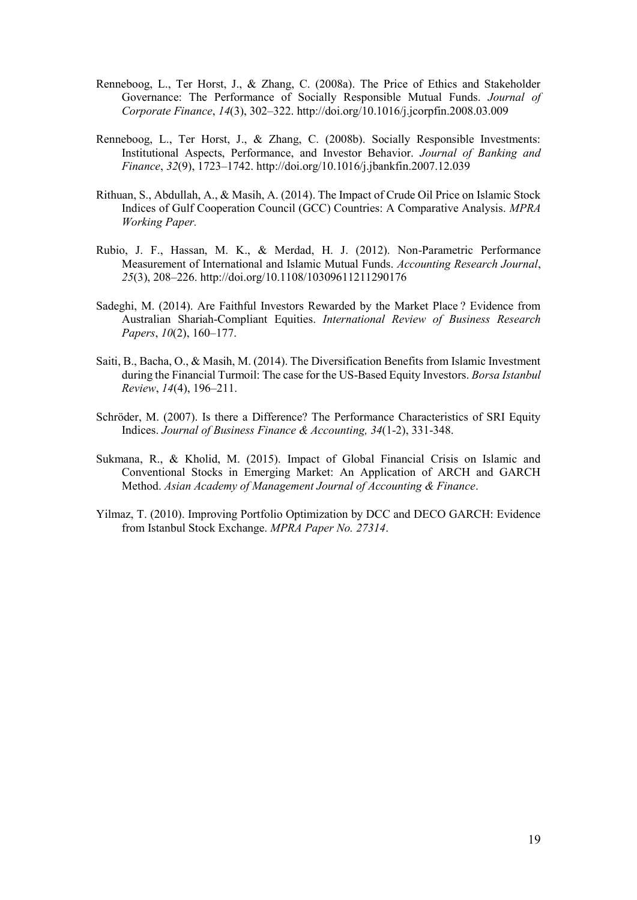Renneboog, L., Ter Horst, J., & Zhang, C. (2008a). The Price of Ethics and Stakeholder Governance: The Performance of Socially Responsible Mutual Funds. *Journal of Corporate Finance*, *14*(3), 302–322. http://doi.org/10.1016/j.jcorpfin.2008.03.009

Renneboog, L., Ter Horst, J., & Zhang, C. (2008b). Socially Responsible Investments: Institutional Aspects, Performance, and Investor Behavior. *Journal of Banking and Finance*, *32*(9), 1723–1742. http://doi.org/10.1016/j.jbankfin.2007.12.039

Rithuan, S., Abdullah, A., & Masih, A. (2014). The Impact of Crude Oil Price on Islamic Stock Indices of Gulf Cooperation Council (GCC) Countries: A Comparative Analysis. *MPRA Working Paper.*

Rubio, J. F., Hassan, M. K., & Merdad, H. J. (2012). Non-Parametric Performance Measurement of International and Islamic Mutual Funds. *Accounting Research Journal*, *25*(3), 208–226. http://doi.org/10.1108/10309611211290176

Sadeghi, M. (2014). Are Faithful Investors Rewarded by the Market Place ? Evidence from Australian Shariah-Compliant Equities. *International Review of Business Research Papers*, *10*(2), 160–177.

Saiti, B., Bacha, O., & Masih, M. (2014). The Diversification Benefits from Islamic Investment during the Financial Turmoil: The case for the US-Based Equity Investors. *Borsa Istanbul Review*, *14*(4), 196–211.

Schröder, M. (2007). Is there a Difference? The Performance Characteristics of SRI Equity Indices. *Journal of Business Finance & Accounting, 34*(1-2), 331-348.

Sukmana, R., & Kholid, M. (2015). Impact of Global Financial Crisis on Islamic and Conventional Stocks in Emerging Market: An Application of ARCH and GARCH Method. *Asian Academy of Management Journal of Accounting & Finance*.

Yilmaz, T. (2010). Improving Portfolio Optimization by DCC and DECO GARCH: Evidence from Istanbul Stock Exchange. *MPRA Paper No. 27314*.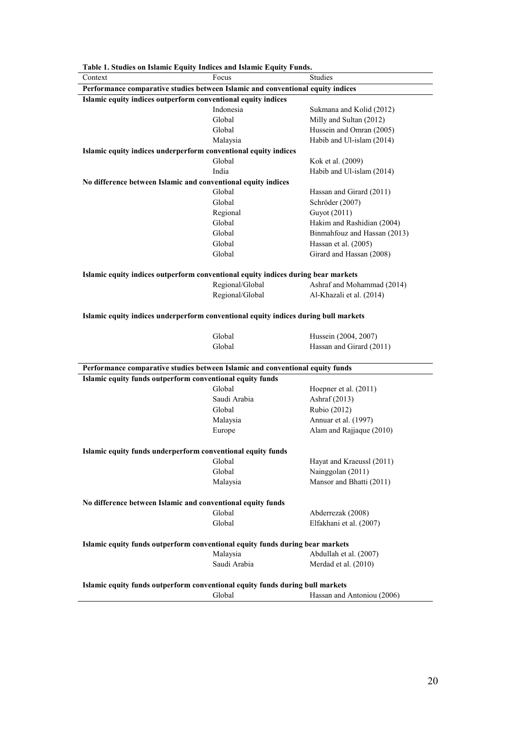**Table 1. Studies on Islamic Equity Indices and Islamic Equity Funds.**

| Context | Focus | Studies |
|---|---|---|
| **Performance comparative studies between Islamic and conventional equity indices** | | |
| **Islamic equity indices outperform conventional equity indices** | | |
| | Indonesia | Sukmana and Kolid (2012) |
| | Global | Milly and Sultan (2012) |
| | Global | Hussein and Omran (2005) |
| | Malaysia | Habib and Ul-islam (2014) |
| **Islamic equity indices underperform conventional equity indices** | | |
| | Global | Kok et al. (2009) |
| | India | Habib and Ul-islam (2014) |
| **No difference between Islamic and conventional equity indices** | | |
| | Global | Hassan and Girard (2011) |
| | Global | Schröder (2007) |
| | Regional | Guyot (2011) |
| | Global | Hakim and Rashidian (2004) |
| | Global | Binmahfouz and Hassan (2013) |
| | Global | Hassan et al. (2005) |
| | Global | Girard and Hassan (2008) |
| **Islamic equity indices outperform conventional equity indices during bear markets** | | |
| | Regional/Global | Ashraf and Mohammad (2014) |
| | Regional/Global | Al-Khazali et al. (2014) |
| **Islamic equity indices underperform conventional equity indices during bull markets** | | |
| | Global | Hussein (2004, 2007) |
| | Global | Hassan and Girard (2011) |
| **Performance comparative studies between Islamic and conventional equity funds** | | |
| **Islamic equity funds outperform conventional equity funds** | | |
| | Global | Hoepner et al. (2011) |
| | Saudi Arabia | Ashraf (2013) |
| | Global | Rubio (2012) |
| | Malaysia | Annuar et al. (1997) |
| | Europe | Alam and Rajjaque (2010) |
| **Islamic equity funds underperform conventional equity funds** | | |
| | Global | Hayat and Kraeussl (2011) |
| | Global | Nainggolan (2011) |
| | Malaysia | Mansor and Bhatti (2011) |
| **No difference between Islamic and conventional equity funds** | | |
| | Global | Abderrezak (2008) |
| | Global | Elfakhani et al. (2007) |
| **Islamic equity funds outperform conventional equity funds during bear markets** | | |
| | Malaysia | Abdullah et al. (2007) |
| | Saudi Arabia | Merdad et al. (2010) |
| **Islamic equity funds outperform conventional equity funds during bull markets** | | |
| | Global | Hassan and Antoniou (2006) |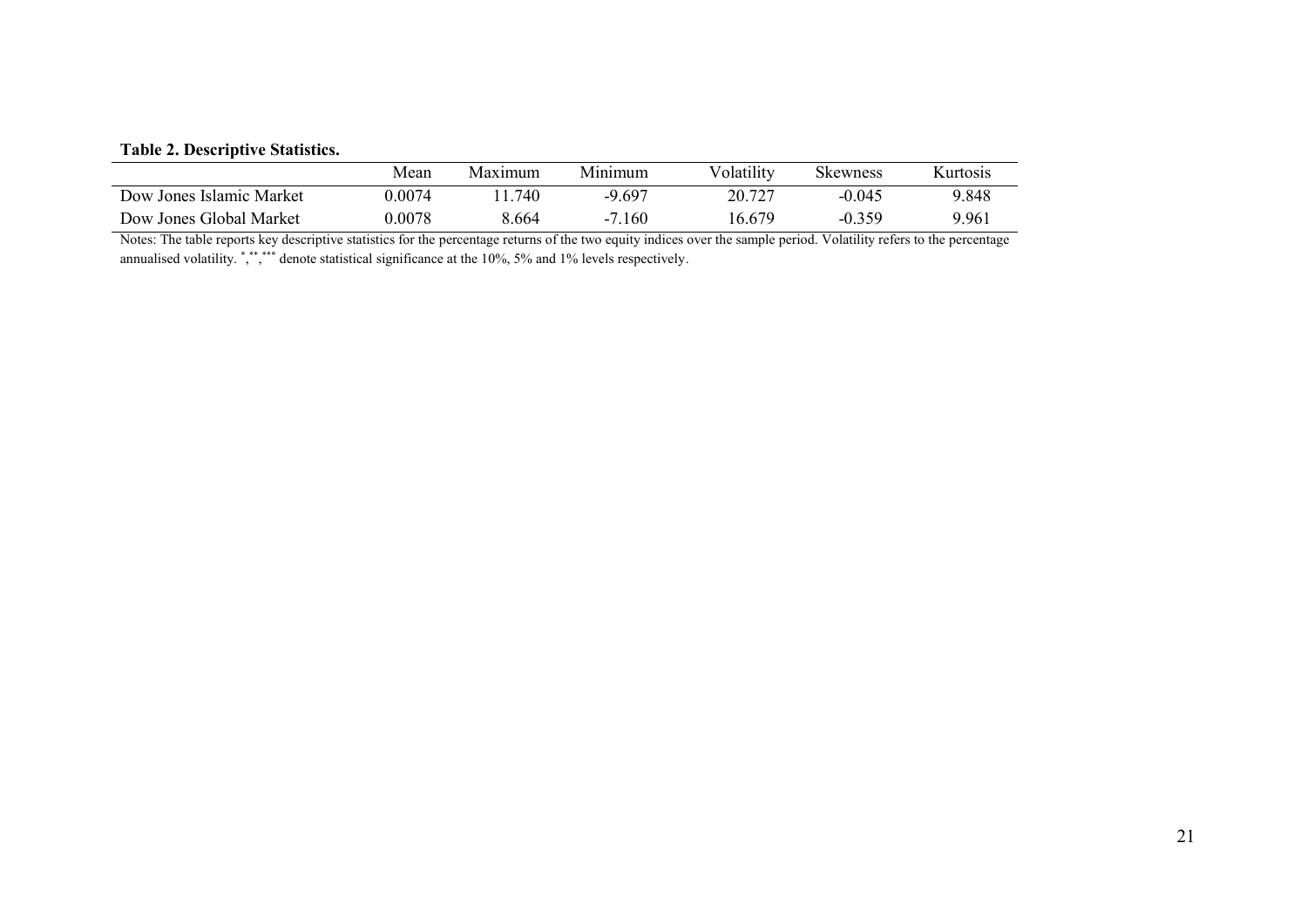**Table 2. Descriptive Statistics.**

| | Mean | Maximum | Minimum | Volatility | Skewness | Kurtosis |
|---|---|---|---|---|---|---|
| Dow Jones Islamic Market | 0.0074 | 11.740 | -9.697 | 20.727 | -0.045 | 9.848 |
| Dow Jones Global Market | 0.0078 | 8.664 | -7.160 | 16.679 | -0.359 | 9.961 |

Notes: The table reports key descriptive statistics for the percentage returns of the two equity indices over the sample period. Volatility refers to the percentage annualised volatility. $^{*}$,$^{**}$,$^{***}$ denote statistical significance at the 10%, 5% and 1% levels respectively.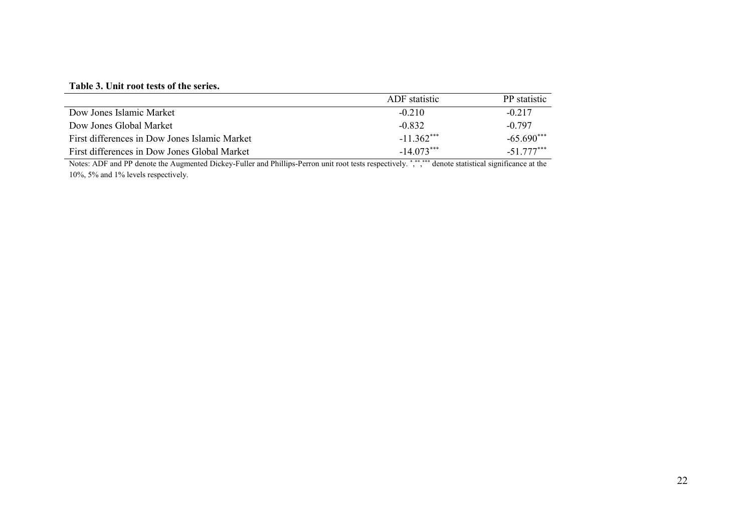**Table 3. Unit root tests of the series.**

| | ADF statistic | PP statistic |
|---|---|---|
| Dow Jones Islamic Market | -0.210 | -0.217 |
| Dow Jones Global Market | -0.832 | -0.797 |
| First differences in Dow Jones Islamic Market | -11.362*** | -65.690*** |
| First differences in Dow Jones Global Market | -14.073*** | -51.777*** |

Notes: ADF and PP denote the Augmented Dickey-Fuller and Phillips-Perron unit root tests respectively. *,**,*** denote statistical significance at the 10%, 5% and 1% levels respectively.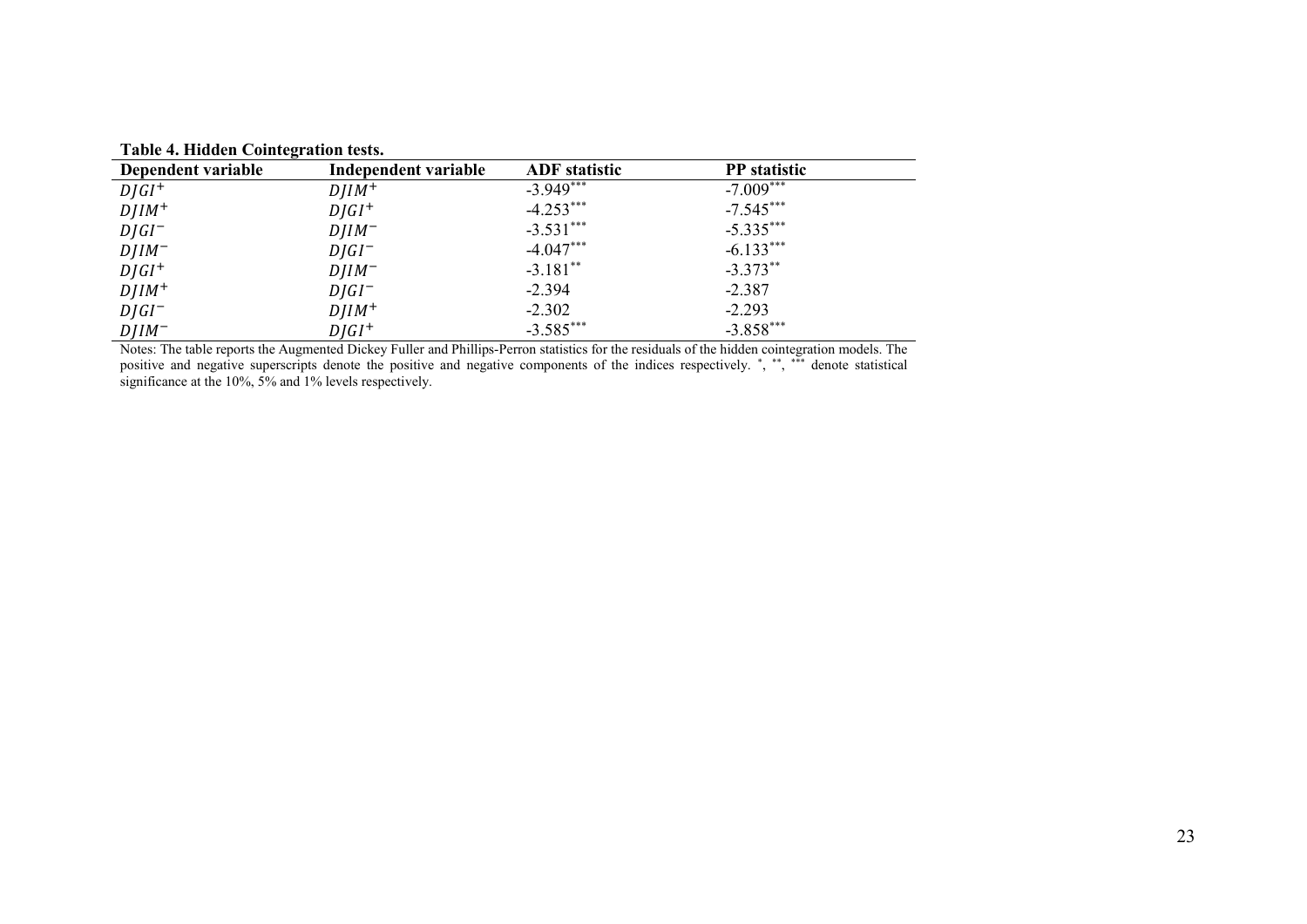**Table 4. Hidden Cointegration tests.**

| Dependent variable | Independent variable | ADF statistic | PP statistic |
|---|---|---|---|
| $DJGI^{+}$ | $DJIM^{+}$ | -3.949*** | -7.009*** |
| $DJIM^{+}$ | $DJGI^{+}$ | -4.253*** | -7.545*** |
| $DJGI^{-}$ | $DJIM^{-}$ | -3.531*** | -5.335*** |
| $DJIM^{-}$ | $DJGI^{-}$ | -4.047*** | -6.133*** |
| $DJGI^{+}$ | $DJIM^{-}$ | -3.181** | -3.373** |
| $DJIM^{+}$ | $DJGI^{-}$ | -2.394 | -2.387 |
| $DJGI^{-}$ | $DJIM^{+}$ | -2.302 | -2.293 |
| $DJIM^{-}$ | $DJGI^{+}$ | -3.585*** | -3.858*** |

Notes: The table reports the Augmented Dickey Fuller and Phillips-Perron statistics for the residuals of the hidden cointegration models. The positive and negative superscripts denote the positive and negative components of the indices respectively. *, **, *** denote statistical significance at the 10%, 5% and 1% levels respectively.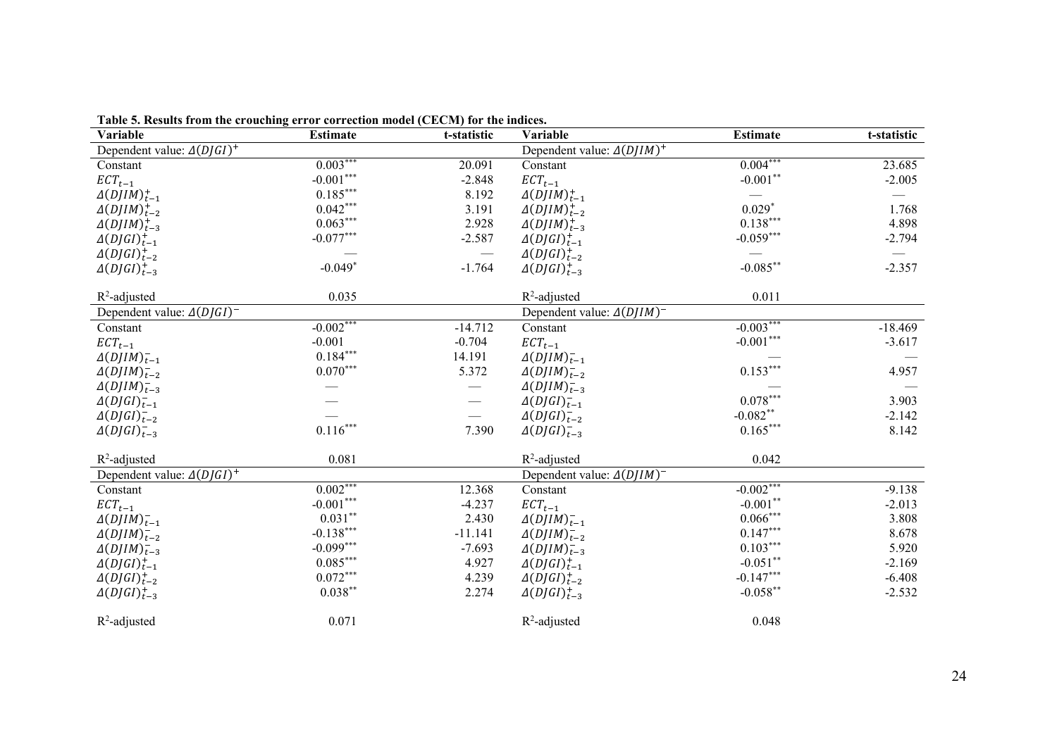**Table 5. Results from the crouching error correction model (CECM) for the indices.**

| Variable | Estimate | t-statistic | Variable | Estimate | t-statistic |
|---|---|---|---|---|---|
| Dependent value: $\Delta(DJGI)^{+}$ | | | Dependent value: $\Delta(DJIM)^{+}$ | | |
| Constant | $0.003^{***}$ | 20.091 | Constant | $0.004^{***}$ | 23.685 |
| $ECT_{t-1}$ | $-0.001^{***}$ | -2.848 | $ECT_{t-1}$ | $-0.001^{**}$ | -2.005 |
| $\Delta(DJIM)^{+}_{t-1}$ | $0.185^{***}$ | 8.192 | $\Delta(DJIM)^{+}_{t-1}$ | — | — |
| $\Delta(DJIM)^{+}_{t-2}$ | $0.042^{***}$ | 3.191 | $\Delta(DJIM)^{+}_{t-2}$ | $0.029^{*}$ | 1.768 |
| $\Delta(DJIM)^{+}_{t-3}$ | $0.063^{***}$ | 2.928 | $\Delta(DJIM)^{+}_{t-3}$ | $0.138^{***}$ | 4.898 |
| $\Delta(DJGI)^{+}_{t-1}$ | $-0.077^{***}$ | -2.587 | $\Delta(DJGI)^{+}_{t-1}$ | $-0.059^{***}$ | -2.794 |
| $\Delta(DJGI)^{+}_{t-2}$ | — | — | $\Delta(DJGI)^{+}_{t-2}$ | — | — |
| $\Delta(DJGI)^{+}_{t-3}$ | $-0.049^{*}$ | -1.764 | $\Delta(DJGI)^{+}_{t-3}$ | $-0.085^{**}$ | -2.357 |
| $R^2$-adjusted | 0.035 | | $R^2$-adjusted | 0.011 | |
| Dependent value: $\Delta(DJGI)^{-}$ | | | Dependent value: $\Delta(DJIM)^{-}$ | | |
| Constant | $-0.002^{***}$ | -14.712 | Constant | $-0.003^{***}$ | -18.469 |
| $ECT_{t-1}$ | -0.001 | -0.704 | $ECT_{t-1}$ | $-0.001^{***}$ | -3.617 |
| $\Delta(DJIM)^{-}_{t-1}$ | $0.184^{***}$ | 14.191 | $\Delta(DJIM)^{-}_{t-1}$ | — | — |
| $\Delta(DJIM)^{-}_{t-2}$ | $0.070^{***}$ | 5.372 | $\Delta(DJIM)^{-}_{t-2}$ | $0.153^{***}$ | 4.957 |
| $\Delta(DJIM)^{-}_{t-3}$ | — | — | $\Delta(DJIM)^{-}_{t-3}$ | — | — |
| $\Delta(DJGI)^{-}_{t-1}$ | — | — | $\Delta(DJGI)^{-}_{t-1}$ | $0.078^{***}$ | 3.903 |
| $\Delta(DJGI)^{-}_{t-2}$ | — | — | $\Delta(DJGI)^{-}_{t-2}$ | $-0.082^{**}$ | -2.142 |
| $\Delta(DJGI)^{-}_{t-3}$ | $0.116^{***}$ | 7.390 | $\Delta(DJGI)^{-}_{t-3}$ | $0.165^{***}$ | 8.142 |
| $R^2$-adjusted | 0.081 | | $R^2$-adjusted | 0.042 | |
| Dependent value: $\Delta(DJGI)^{+}$ | | | Dependent value: $\Delta(DJIM)^{-}$ | | |
| Constant | $0.002^{***}$ | 12.368 | Constant | $-0.002^{***}$ | -9.138 |
| $ECT_{t-1}$ | $-0.001^{***}$ | -4.237 | $ECT_{t-1}$ | $-0.001^{**}$ | -2.013 |
| $\Delta(DJIM)^{-}_{t-1}$ | $0.031^{**}$ | 2.430 | $\Delta(DJIM)^{-}_{t-1}$ | $0.066^{***}$ | 3.808 |
| $\Delta(DJIM)^{-}_{t-2}$ | $-0.138^{***}$ | -11.141 | $\Delta(DJIM)^{-}_{t-2}$ | $0.147^{***}$ | 8.678 |
| $\Delta(DJIM)^{-}_{t-3}$ | $-0.099^{***}$ | -7.693 | $\Delta(DJIM)^{-}_{t-3}$ | $0.103^{***}$ | 5.920 |
| $\Delta(DJGI)^{+}_{t-1}$ | $0.085^{***}$ | 4.927 | $\Delta(DJGI)^{+}_{t-1}$ | $-0.051^{**}$ | -2.169 |
| $\Delta(DJGI)^{+}_{t-2}$ | $0.072^{***}$ | 4.239 | $\Delta(DJGI)^{+}_{t-2}$ | $-0.147^{***}$ | -6.408 |
| $\Delta(DJGI)^{+}_{t-3}$ | $0.038^{**}$ | 2.274 | $\Delta(DJGI)^{+}_{t-3}$ | $-0.058^{**}$ | -2.532 |
| $R^2$-adjusted | 0.071 | | $R^2$-adjusted | 0.048 | |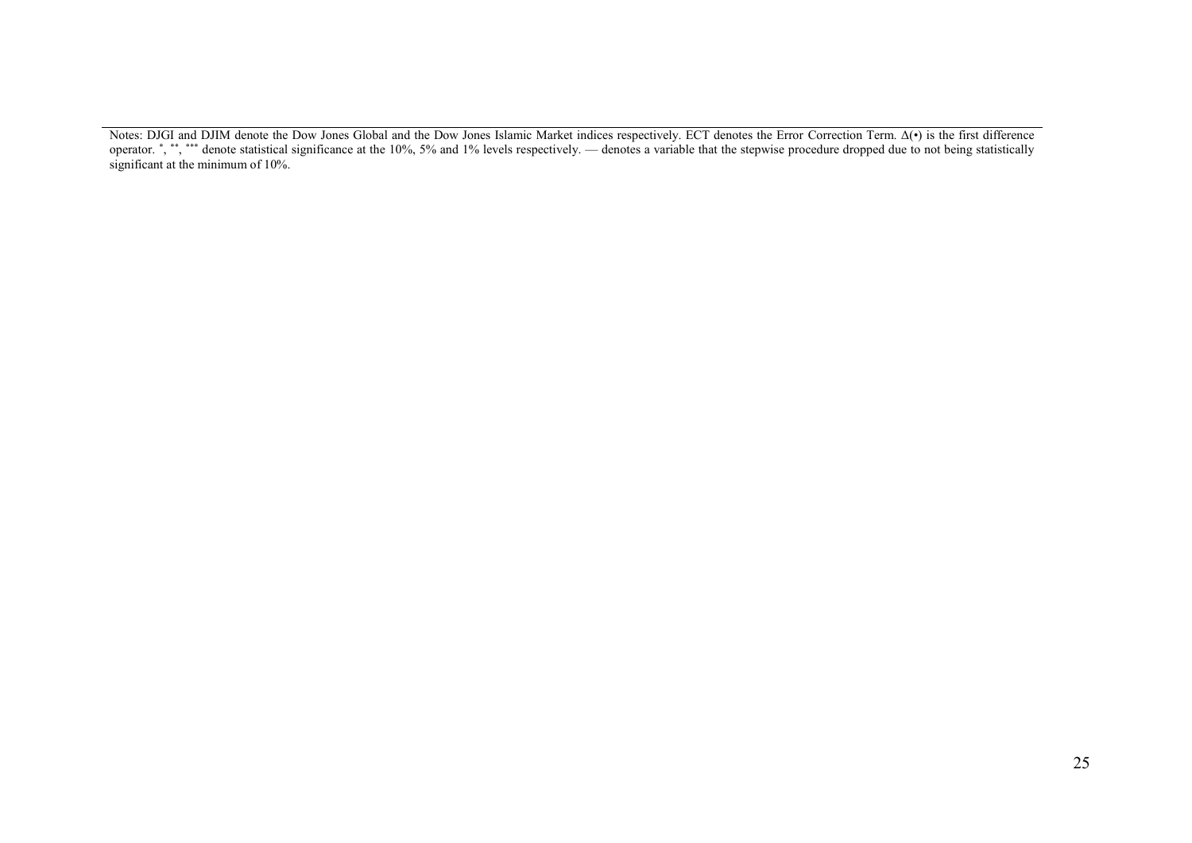Notes: DJGI and DJIM denote the Dow Jones Global and the Dow Jones Islamic Market indices respectively. ECT denotes the Error Correction Term. $\Delta(\bullet)$ is the first difference operator. $^{*}$, $^{**}$, $^{***}$ denote statistical significance at the 10%, 5% and 1% levels respectively. — denotes a variable that the stepwise procedure dropped due to not being statistically significant at the minimum of 10%.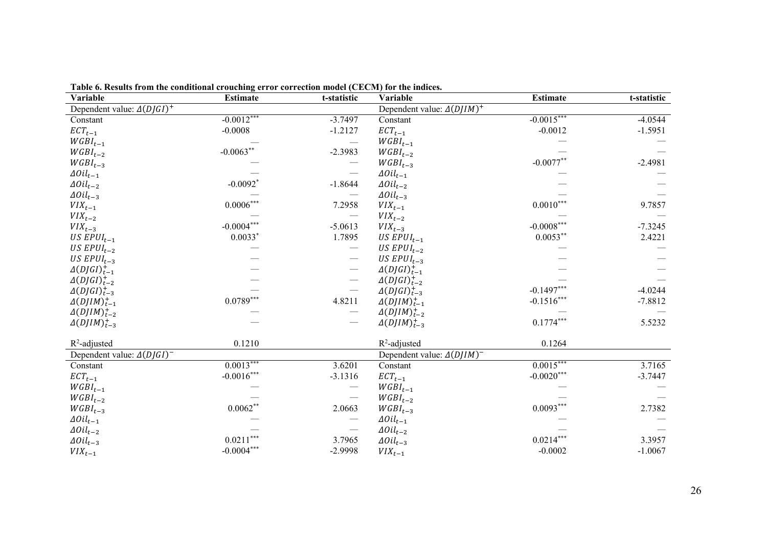**Table 6. Results from the conditional crouching error correction model (CECM) for the indices.**

| Variable | Estimate | t-statistic | Variable | Estimate | t-statistic |
|---|---|---|---|---|---|
| Dependent value: $\Delta(DJGI)^{+}$ | | | Dependent value: $\Delta(DJIM)^{+}$ | | |
| Constant | $-0.0012^{***}$ | -3.7497 | Constant | $-0.0015^{***}$ | -4.0544 |
| $ECT_{t-1}$ | -0.0008 | -1.2127 | $ECT_{t-1}$ | -0.0012 | -1.5951 |
| $WGBI_{t-1}$ | — | — | $WGBI_{t-1}$ | — | — |
| $WGBI_{t-2}$ | $-0.0063^{**}$ | -2.3983 | $WGBI_{t-2}$ | — | — |
| $WGBI_{t-3}$ | — | — | $WGBI_{t-3}$ | $-0.0077^{**}$ | -2.4981 |
| $\Delta Oil_{t-1}$ | — | — | $\Delta Oil_{t-1}$ | — | — |
| $\Delta Oil_{t-2}$ | $-0.0092^{*}$ | -1.8644 | $\Delta Oil_{t-2}$ | — | — |
| $\Delta Oil_{t-3}$ | — | — | $\Delta Oil_{t-3}$ | — | — |
| $VIX_{t-1}$ | $0.0006^{***}$ | 7.2958 | $VIX_{t-1}$ | $0.0010^{***}$ | 9.7857 |
| $VIX_{t-2}$ | — | — | $VIX_{t-2}$ | — | — |
| $VIX_{t-3}$ | $-0.0004^{***}$ | -5.0613 | $VIX_{t-3}$ | $-0.0008^{***}$ | -7.3245 |
| $US\ EPUI_{t-1}$ | $0.0033^{*}$ | 1.7895 | $US\ EPUI_{t-1}$ | $0.0053^{**}$ | 2.4221 |
| $US\ EPUI_{t-2}$ | — | — | $US\ EPUI_{t-2}$ | — | — |
| $US\ EPUI_{t-3}$ | — | — | $US\ EPUI_{t-3}$ | — | — |
| $\Delta(DJGI)^{+}_{t-1}$ | — | — | $\Delta(DJGI)^{+}_{t-1}$ | — | — |
| $\Delta(DJGI)^{+}_{t-2}$ | — | — | $\Delta(DJGI)^{+}_{t-2}$ | — | — |
| $\Delta(DJGI)^{+}_{t-3}$ | — | — | $\Delta(DJGI)^{+}_{t-3}$ | $-0.1497^{***}$ | -4.0244 |
| $\Delta(DJIM)^{+}_{t-1}$ | $0.0789^{***}$ | 4.8211 | $\Delta(DJIM)^{+}_{t-1}$ | $-0.1516^{***}$ | -7.8812 |
| $\Delta(DJIM)^{+}_{t-2}$ | — | — | $\Delta(DJIM)^{+}_{t-2}$ | — | — |
| $\Delta(DJIM)^{+}_{t-3}$ | — | — | $\Delta(DJIM)^{+}_{t-3}$ | $0.1774^{***}$ | 5.5232 |
| $R^2$-adjusted | 0.1210 | | $R^2$-adjusted | 0.1264 | |
| Dependent value: $\Delta(DJGI)^{-}$ | | | Dependent value: $\Delta(DJIM)^{-}$ | | |
| Constant | $0.0013^{***}$ | 3.6201 | Constant | $0.0015^{***}$ | 3.7165 |
| $ECT_{t-1}$ | $-0.0016^{***}$ | -3.1316 | $ECT_{t-1}$ | $-0.0020^{***}$ | -3.7447 |
| $WGBI_{t-1}$ | — | — | $WGBI_{t-1}$ | — | — |
| $WGBI_{t-2}$ | — | — | $WGBI_{t-2}$ | — | — |
| $WGBI_{t-3}$ | $0.0062^{**}$ | 2.0663 | $WGBI_{t-3}$ | $0.0093^{***}$ | 2.7382 |
| $\Delta Oil_{t-1}$ | — | — | $\Delta Oil_{t-1}$ | — | — |
| $\Delta Oil_{t-2}$ | — | — | $\Delta Oil_{t-2}$ | — | — |
| $\Delta Oil_{t-3}$ | $0.0211^{***}$ | 3.7965 | $\Delta Oil_{t-3}$ | $0.0214^{***}$ | 3.3957 |
| $VIX_{t-1}$ | $-0.0004^{***}$ | -2.9998 | $VIX_{t-1}$ | -0.0002 | -1.0067 |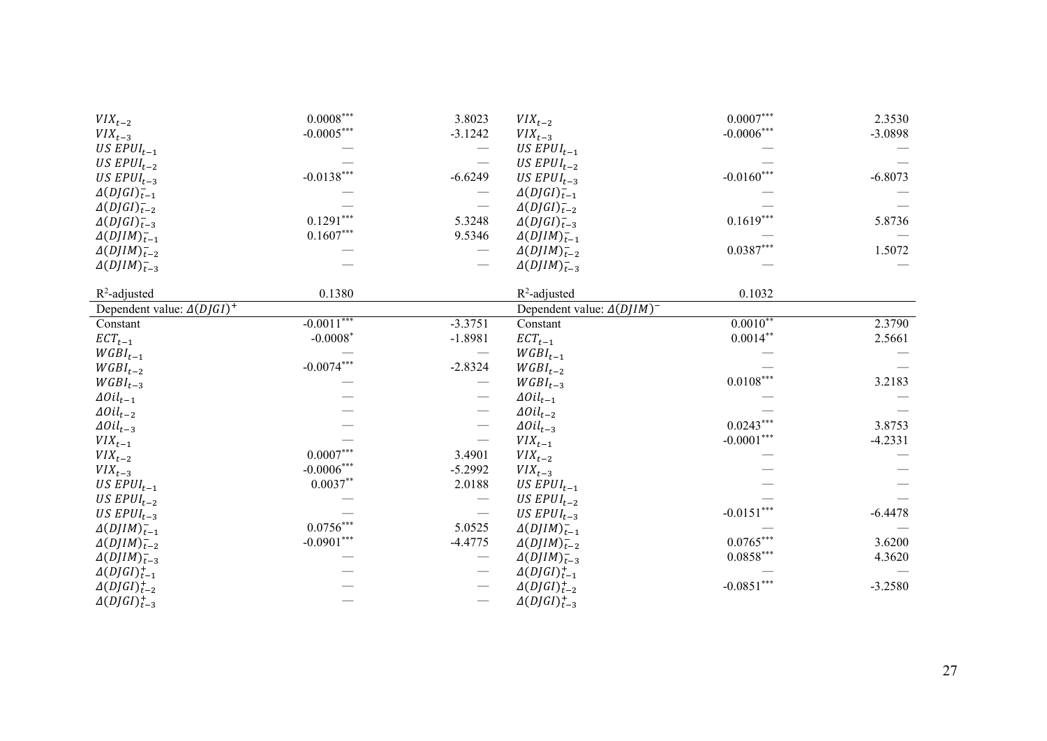| | | | | | |
|---|---|---|---|---|---|
| $VIX_{t-2}$ | 0.0008*** | 3.8023 | $VIX_{t-2}$ | 0.0007*** | 2.3530 |
| $VIX_{t-3}$ | -0.0005*** | -3.1242 | $VIX_{t-3}$ | -0.0006*** | -3.0898 |
| $US\ EPUI_{t-1}$ | — | — | $US\ EPUI_{t-1}$ | — | — |
| $US\ EPUI_{t-2}$ | — | — | $US\ EPUI_{t-2}$ | — | — |
| $US\ EPUI_{t-3}$ | -0.0138*** | -6.6249 | $US\ EPUI_{t-3}$ | -0.0160*** | -6.8073 |
| $\Delta(DJGI)^-_{t-1}$ | — | — | $\Delta(DJGI)^-_{t-1}$ | — | — |
| $\Delta(DJGI)^-_{t-2}$ | — | — | $\Delta(DJGI)^-_{t-2}$ | — | — |
| $\Delta(DJGI)^-_{t-3}$ | 0.1291*** | 5.3248 | $\Delta(DJGI)^-_{t-3}$ | 0.1619*** | 5.8736 |
| $\Delta(DJIM)^-_{t-1}$ | 0.1607*** | 9.5346 | $\Delta(DJIM)^-_{t-1}$ | — | — |
| $\Delta(DJIM)^-_{t-2}$ | — | — | $\Delta(DJIM)^-_{t-2}$ | 0.0387*** | 1.5072 |
| $\Delta(DJIM)^-_{t-3}$ | — | — | $\Delta(DJIM)^-_{t-3}$ | — | — |
| $R^2$-adjusted | 0.1380 | | $R^2$-adjusted | 0.1032 | |
| Dependent value: $\Delta(DJGI)^+$ | | | Dependent value: $\Delta(DJIM)^-$ | | |
| Constant | -0.0011*** | -3.3751 | Constant | 0.0010** | 2.3790 |
| $ECT_{t-1}$ | -0.0008* | -1.8981 | $ECT_{t-1}$ | 0.0014** | 2.5661 |
| $WGBI_{t-1}$ | — | — | $WGBI_{t-1}$ | — | — |
| $WGBI_{t-2}$ | -0.0074*** | -2.8324 | $WGBI_{t-2}$ | — | — |
| $WGBI_{t-3}$ | — | — | $WGBI_{t-3}$ | 0.0108*** | 3.2183 |
| $\Delta Oil_{t-1}$ | — | — | $\Delta Oil_{t-1}$ | — | — |
| $\Delta Oil_{t-2}$ | — | — | $\Delta Oil_{t-2}$ | — | — |
| $\Delta Oil_{t-3}$ | — | — | $\Delta Oil_{t-3}$ | 0.0243*** | 3.8753 |
| $VIX_{t-1}$ | — | — | $VIX_{t-1}$ | -0.0001*** | -4.2331 |
| $VIX_{t-2}$ | 0.0007*** | 3.4901 | $VIX_{t-2}$ | — | — |
| $VIX_{t-3}$ | -0.0006*** | -5.2992 | $VIX_{t-3}$ | — | — |
| $US\ EPUI_{t-1}$ | 0.0037** | 2.0188 | $US\ EPUI_{t-1}$ | — | — |
| $US\ EPUI_{t-2}$ | — | — | $US\ EPUI_{t-2}$ | — | — |
| $US\ EPUI_{t-3}$ | — | — | $US\ EPUI_{t-3}$ | -0.0151*** | -6.4478 |
| $\Delta(DJIM)^-_{t-1}$ | 0.0756*** | 5.0525 | $\Delta(DJIM)^-_{t-1}$ | — | — |
| $\Delta(DJIM)^-_{t-2}$ | -0.0901*** | -4.4775 | $\Delta(DJIM)^-_{t-2}$ | 0.0765*** | 3.6200 |
| $\Delta(DJIM)^-_{t-3}$ | — | — | $\Delta(DJIM)^-_{t-3}$ | 0.0858*** | 4.3620 |
| $\Delta(DJGI)^+_{t-1}$ | — | — | $\Delta(DJGI)^+_{t-1}$ | — | — |
| $\Delta(DJGI)^+_{t-2}$ | — | — | $\Delta(DJGI)^+_{t-2}$ | -0.0851*** | -3.2580 |
| $\Delta(DJGI)^+_{t-3}$ | — | — | $\Delta(DJGI)^+_{t-3}$ | | |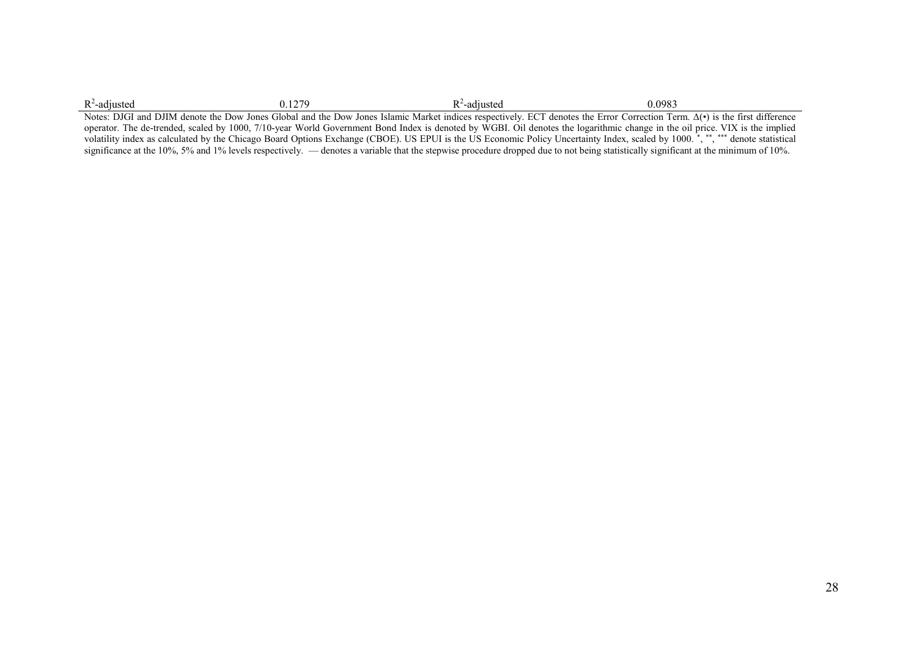| | | | |
|---|---|---|---|
| $R^2$-adjusted | 0.1279 | $R^2$-adjusted | 0.0983 |

Notes: DJGI and DJIM denote the Dow Jones Global and the Dow Jones Islamic Market indices respectively. ECT denotes the Error Correction Term. Δ(•) is the first difference operator. The de-trended, scaled by 1000, 7/10-year World Government Bond Index is denoted by WGBI. Oil denotes the logarithmic change in the oil price. VIX is the implied volatility index as calculated by the Chicago Board Options Exchange (CBOE). US EPUI is the US Economic Policy Uncertainty Index, scaled by 1000. *, **, *** denote statistical significance at the 10%, 5% and 1% levels respectively. — denotes a variable that the stepwise procedure dropped due to not being statistically significant at the minimum of 10%.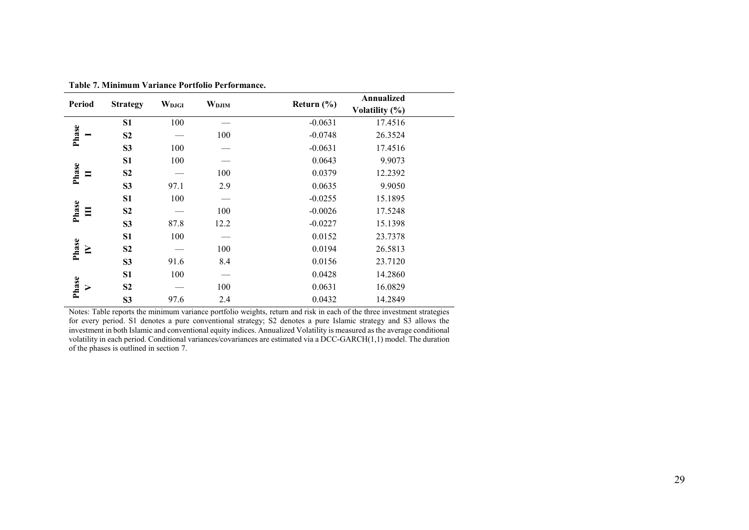**Table 7. Minimum Variance Portfolio Performance.**

| Period | Strategy | $W_{DJGI}$ | $W_{DJIM}$ | Return (%) | Annualized Volatility (%) |
|---|---|---|---|---|---|
| Phase I | S1 | 100 | — | -0.0631 | 17.4516 |
| | S2 | — | 100 | -0.0748 | 26.3524 |
| | S3 | 100 | — | -0.0631 | 17.4516 |
| Phase II | S1 | 100 | — | 0.0643 | 9.9073 |
| | S2 | — | 100 | 0.0379 | 12.2392 |
| | S3 | 97.1 | 2.9 | 0.0635 | 9.9050 |
| Phase III | S1 | 100 | — | -0.0255 | 15.1895 |
| | S2 | — | 100 | -0.0026 | 17.5248 |
| | S3 | 87.8 | 12.2 | -0.0227 | 15.1398 |
| Phase IV | S1 | 100 | — | 0.0152 | 23.7378 |
| | S2 | — | 100 | 0.0194 | 26.5813 |
| | S3 | 91.6 | 8.4 | 0.0156 | 23.7120 |
| Phase V | S1 | 100 | — | 0.0428 | 14.2860 |
| | S2 | — | 100 | 0.0631 | 16.0829 |
| | S3 | 97.6 | 2.4 | 0.0432 | 14.2849 |

Notes: Table reports the minimum variance portfolio weights, return and risk in each of the three investment strategies for every period. S1 denotes a pure conventional strategy; S2 denotes a pure Islamic strategy and S3 allows the investment in both Islamic and conventional equity indices. Annualized Volatility is measured as the average conditional volatility in each period. Conditional variances/covariances are estimated via a DCC-GARCH(1,1) model. The duration of the phases is outlined in section 7.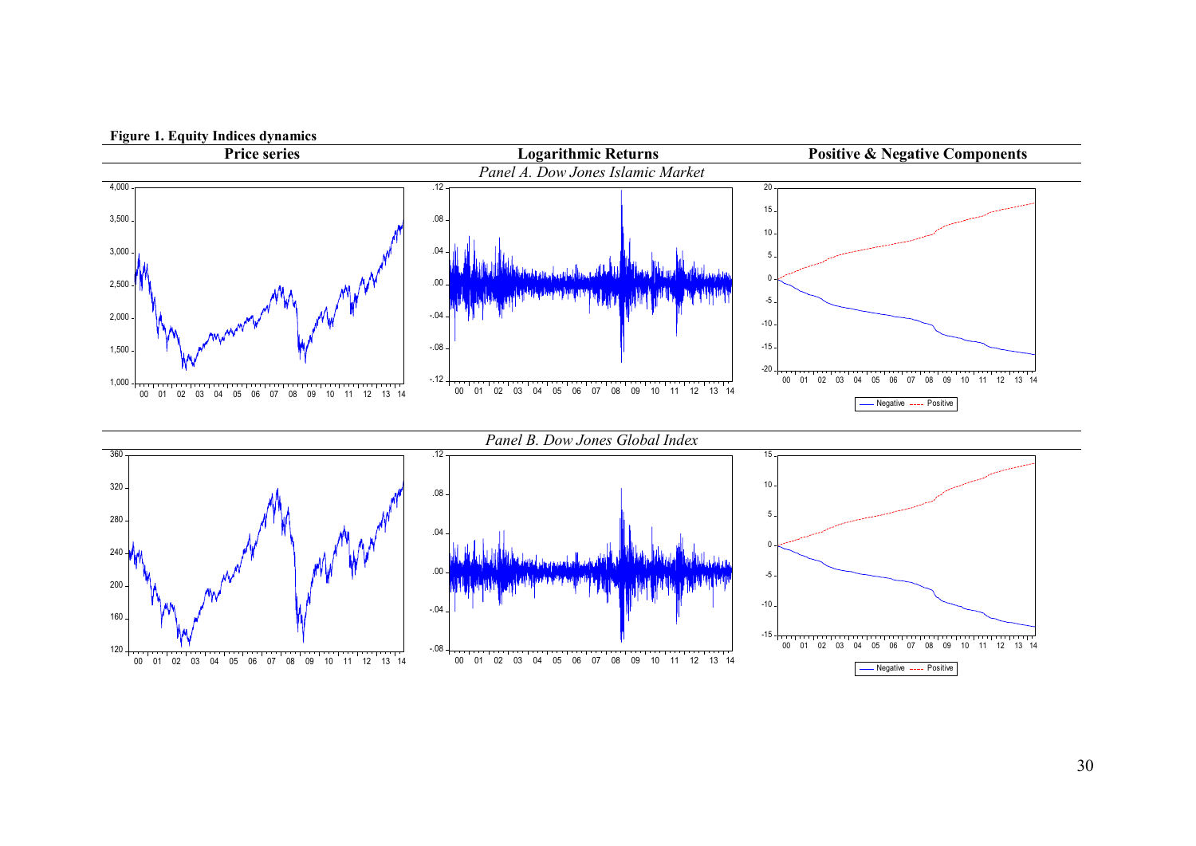**Figure 1. Equity Indices dynamics**

**Price series** | **Logarithmic Returns** | **Positive & Negative Components**

*Panel A. Dow Jones Islamic Market*

4,000
3,500
3,000
2,500
2,000
1,500
1,000
00 01 02 03 04 05 06 07 08 09 10 11 12 13 14

.12
.08
.04
.00
-.04
-.08
-.12
00 01 02 03 04 05 06 07 08 09 10 11 12 13 14

20
15
10
5
0
-5
-10
-15
-20
00 01 02 03 04 05 06 07 08 09 10 11 12 13 14

Negative ---- Positive

*Panel B. Dow Jones Global Index*

360
320
280
240
200
160
120
00 01 02 03 04 05 06 07 08 09 10 11 12 13 14

.12
.08
.04
.00
-.04
-.08
00 01 02 03 04 05 06 07 08 09 10 11 12 13 14

15
10
5
0
-5
-10
-15
00 01 02 03 04 05 06 07 08 09 10 11 12 13 14

Negative ---- Positive